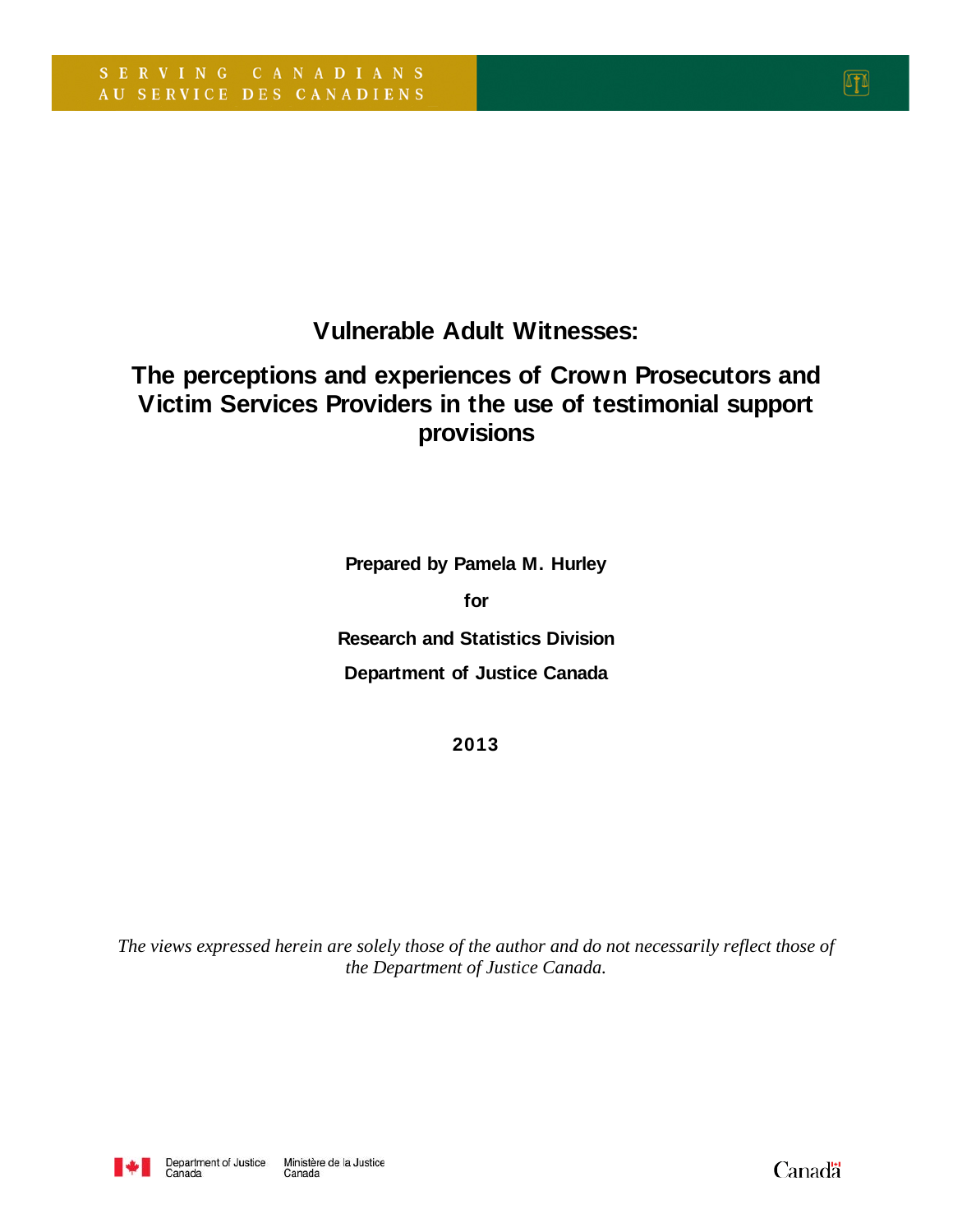SERVING CANADIANS
AU SERVICE DES CANADIENS

# Vulnerable Adult Witnesses:

# The perceptions and experiences of Crown Prosecutors and Victim Services Providers in the use of testimonial support provisions

**Prepared by Pamela M. Hurley**

**for**

**Research and Statistics Division**

**Department of Justice Canada**

**2013**

*The views expressed herein are solely those of the author and do not necessarily reflect those of the Department of Justice Canada.*

Department of Justice Canada | Ministère de la Justice Canada

Canada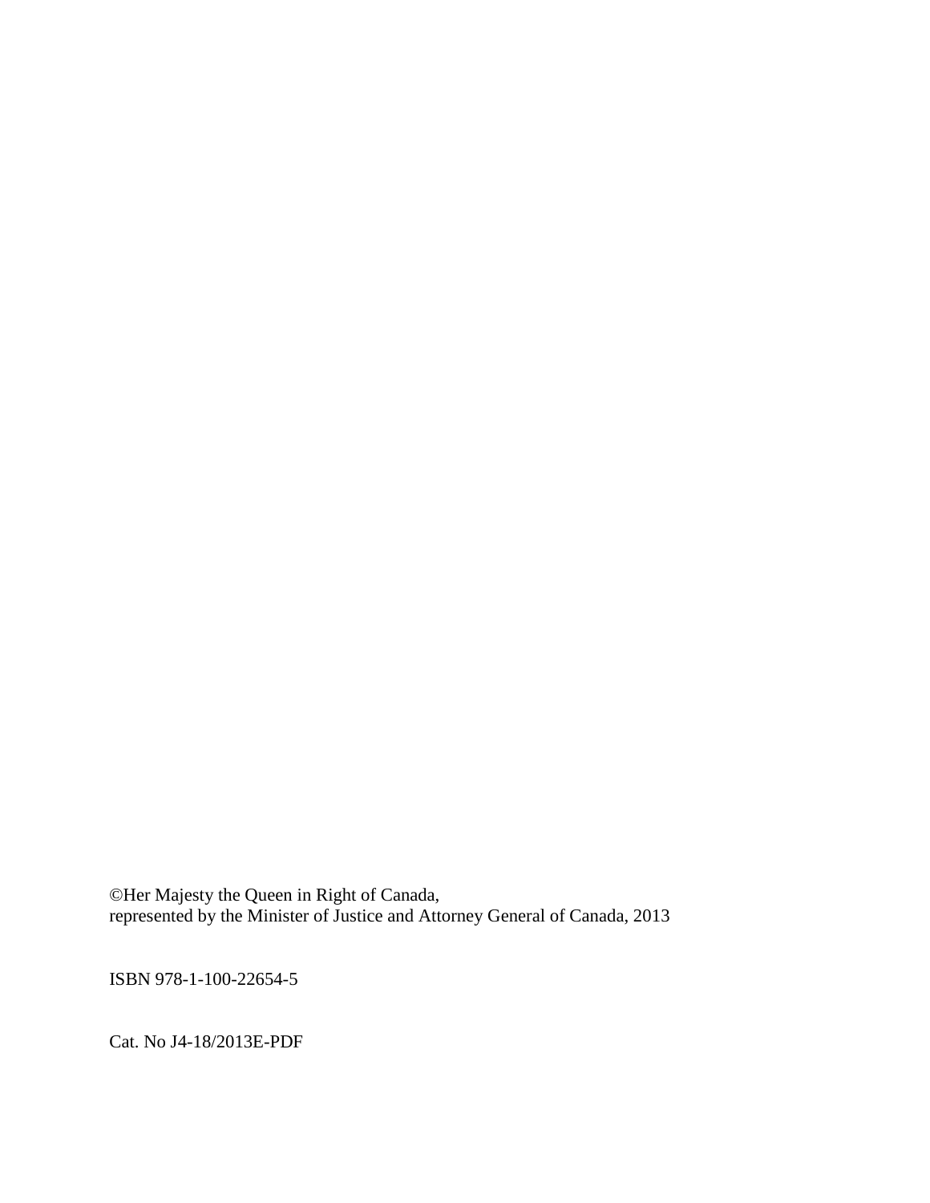©Her Majesty the Queen in Right of Canada,
represented by the Minister of Justice and Attorney General of Canada, 2013

ISBN 978-1-100-22654-5

Cat. No J4-18/2013E-PDF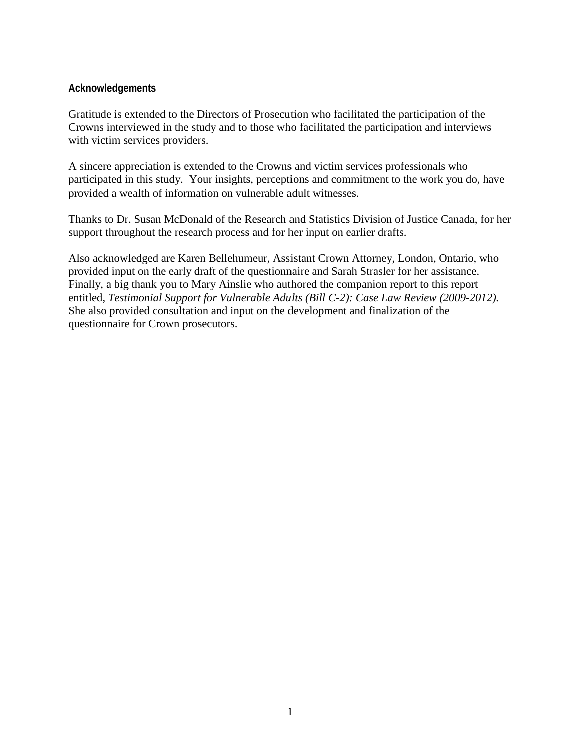## Acknowledgements

Gratitude is extended to the Directors of Prosecution who facilitated the participation of the Crowns interviewed in the study and to those who facilitated the participation and interviews with victim services providers.

A sincere appreciation is extended to the Crowns and victim services professionals who participated in this study. Your insights, perceptions and commitment to the work you do, have provided a wealth of information on vulnerable adult witnesses.

Thanks to Dr. Susan McDonald of the Research and Statistics Division of Justice Canada, for her support throughout the research process and for her input on earlier drafts.

Also acknowledged are Karen Bellehumeur, Assistant Crown Attorney, London, Ontario, who provided input on the early draft of the questionnaire and Sarah Strasler for her assistance. Finally, a big thank you to Mary Ainslie who authored the companion report to this report entitled, *Testimonial Support for Vulnerable Adults (Bill C-2): Case Law Review (2009-2012).* She also provided consultation and input on the development and finalization of the questionnaire for Crown prosecutors.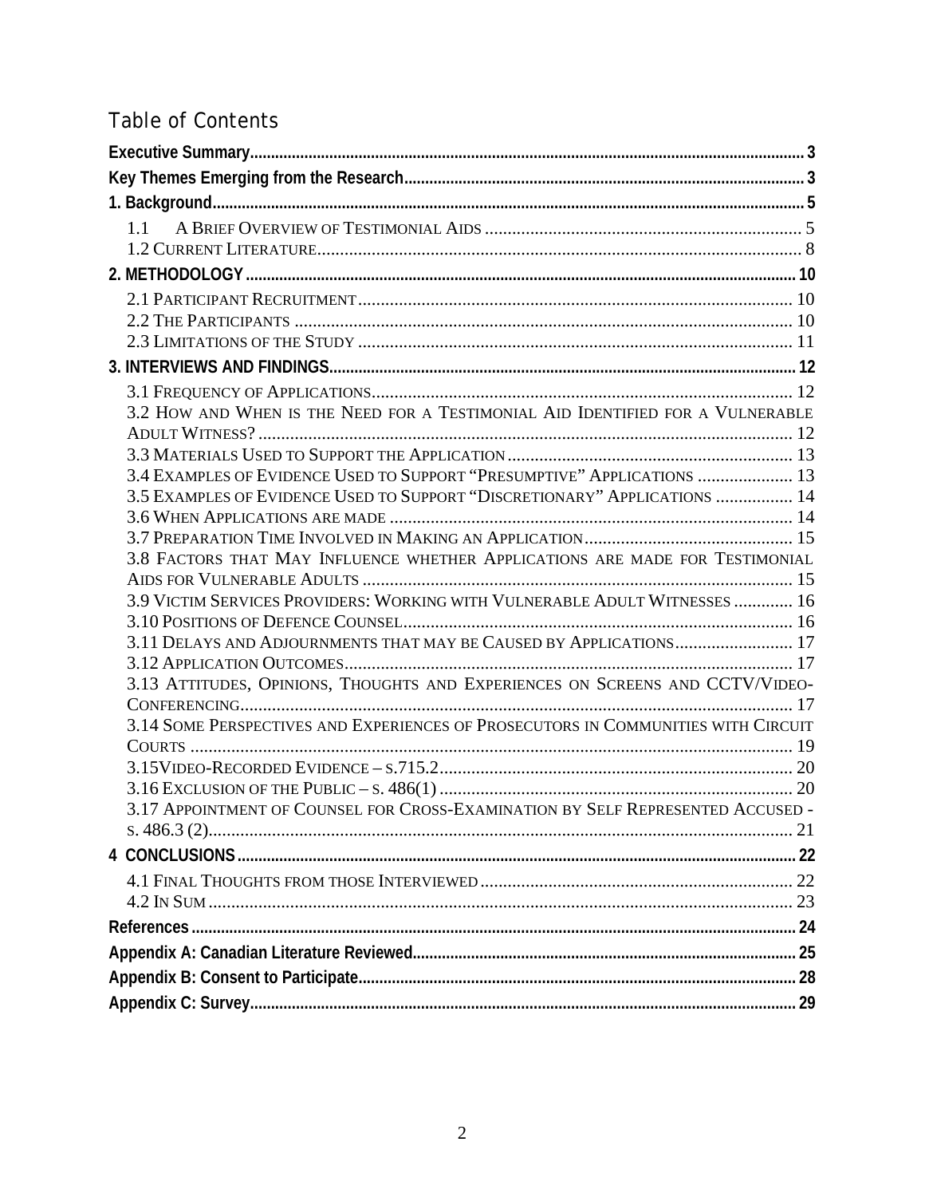# Table of Contents

**Executive Summary** ..... 3

**Key Themes Emerging from the Research** ..... 3

**1. Background** ..... 5

- 1.1 A Brief Overview of Testimonial Aids ..... 5
- 1.2 Current Literature ..... 8

**2. METHODOLOGY** ..... 10

- 2.1 Participant Recruitment ..... 10
- 2.2 The Participants ..... 10
- 2.3 Limitations of the Study ..... 11

**3. INTERVIEWS AND FINDINGS** ..... 12

- 3.1 Frequency of Applications ..... 12
- 3.2 How and When is the Need for a Testimonial Aid Identified for a Vulnerable Adult Witness? ..... 12
- 3.3 Materials Used to Support the Application ..... 13
- 3.4 Examples of Evidence Used to Support "Presumptive" Applications ..... 13
- 3.5 Examples of Evidence Used to Support "Discretionary" Applications ..... 14
- 3.6 When Applications are made ..... 14
- 3.7 Preparation Time Involved in Making an Application ..... 15
- 3.8 Factors that May Influence whether Applications are made for Testimonial Aids for Vulnerable Adults ..... 15
- 3.9 Victim Services Providers: Working with Vulnerable Adult Witnesses ..... 16
- 3.10 Positions of Defence Counsel ..... 16
- 3.11 Delays and Adjournments that may be Caused by Applications ..... 17
- 3.12 Application Outcomes ..... 17
- 3.13 Attitudes, Opinions, Thoughts and Experiences on Screens and CCTV/Video-Conferencing ..... 17
- 3.14 Some Perspectives and Experiences of Prosecutors in Communities with Circuit Courts ..... 19
- 3.15 Video-Recorded Evidence – s.715.2 ..... 20
- 3.16 Exclusion of the Public – s. 486(1) ..... 20
- 3.17 Appointment of Counsel for Cross-Examination by Self Represented Accused - s. 486.3 (2) ..... 21

**4 CONCLUSIONS** ..... 22

- 4.1 Final Thoughts from those Interviewed ..... 22
- 4.2 In Sum ..... 23

**References** ..... 24

**Appendix A: Canadian Literature Reviewed** ..... 25

**Appendix B: Consent to Participate** ..... 28

**Appendix C: Survey** ..... 29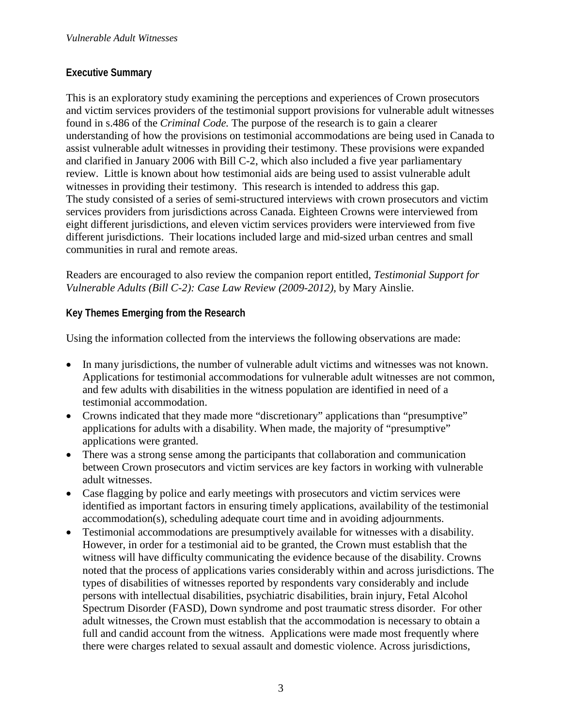## Executive Summary

This is an exploratory study examining the perceptions and experiences of Crown prosecutors and victim services providers of the testimonial support provisions for vulnerable adult witnesses found in s.486 of the *Criminal Code.* The purpose of the research is to gain a clearer understanding of how the provisions on testimonial accommodations are being used in Canada to assist vulnerable adult witnesses in providing their testimony. These provisions were expanded and clarified in January 2006 with Bill C-2, which also included a five year parliamentary review. Little is known about how testimonial aids are being used to assist vulnerable adult witnesses in providing their testimony. This research is intended to address this gap. The study consisted of a series of semi-structured interviews with crown prosecutors and victim services providers from jurisdictions across Canada. Eighteen Crowns were interviewed from eight different jurisdictions, and eleven victim services providers were interviewed from five different jurisdictions. Their locations included large and mid-sized urban centres and small communities in rural and remote areas.

Readers are encouraged to also review the companion report entitled, *Testimonial Support for Vulnerable Adults (Bill C-2): Case Law Review (2009-2012)*, by Mary Ainslie.

### Key Themes Emerging from the Research

Using the information collected from the interviews the following observations are made:

- In many jurisdictions, the number of vulnerable adult victims and witnesses was not known. Applications for testimonial accommodations for vulnerable adult witnesses are not common, and few adults with disabilities in the witness population are identified in need of a testimonial accommodation.
- Crowns indicated that they made more "discretionary" applications than "presumptive" applications for adults with a disability. When made, the majority of "presumptive" applications were granted.
- There was a strong sense among the participants that collaboration and communication between Crown prosecutors and victim services are key factors in working with vulnerable adult witnesses.
- Case flagging by police and early meetings with prosecutors and victim services were identified as important factors in ensuring timely applications, availability of the testimonial accommodation(s), scheduling adequate court time and in avoiding adjournments.
- Testimonial accommodations are presumptively available for witnesses with a disability. However, in order for a testimonial aid to be granted, the Crown must establish that the witness will have difficulty communicating the evidence because of the disability. Crowns noted that the process of applications varies considerably within and across jurisdictions. The types of disabilities of witnesses reported by respondents vary considerably and include persons with intellectual disabilities, psychiatric disabilities, brain injury, Fetal Alcohol Spectrum Disorder (FASD), Down syndrome and post traumatic stress disorder. For other adult witnesses, the Crown must establish that the accommodation is necessary to obtain a full and candid account from the witness. Applications were made most frequently where there were charges related to sexual assault and domestic violence. Across jurisdictions,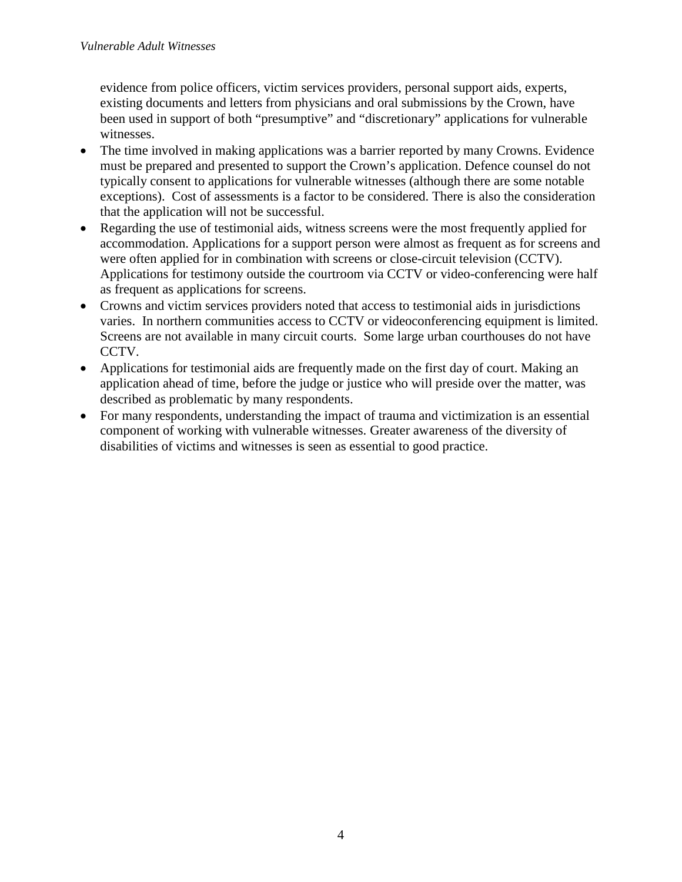evidence from police officers, victim services providers, personal support aids, experts, existing documents and letters from physicians and oral submissions by the Crown, have been used in support of both "presumptive" and "discretionary" applications for vulnerable witnesses.

- The time involved in making applications was a barrier reported by many Crowns. Evidence must be prepared and presented to support the Crown's application. Defence counsel do not typically consent to applications for vulnerable witnesses (although there are some notable exceptions). Cost of assessments is a factor to be considered. There is also the consideration that the application will not be successful.
- Regarding the use of testimonial aids, witness screens were the most frequently applied for accommodation. Applications for a support person were almost as frequent as for screens and were often applied for in combination with screens or close-circuit television (CCTV). Applications for testimony outside the courtroom via CCTV or video-conferencing were half as frequent as applications for screens.
- Crowns and victim services providers noted that access to testimonial aids in jurisdictions varies. In northern communities access to CCTV or videoconferencing equipment is limited. Screens are not available in many circuit courts. Some large urban courthouses do not have CCTV.
- Applications for testimonial aids are frequently made on the first day of court. Making an application ahead of time, before the judge or justice who will preside over the matter, was described as problematic by many respondents.
- For many respondents, understanding the impact of trauma and victimization is an essential component of working with vulnerable witnesses. Greater awareness of the diversity of disabilities of victims and witnesses is seen as essential to good practice.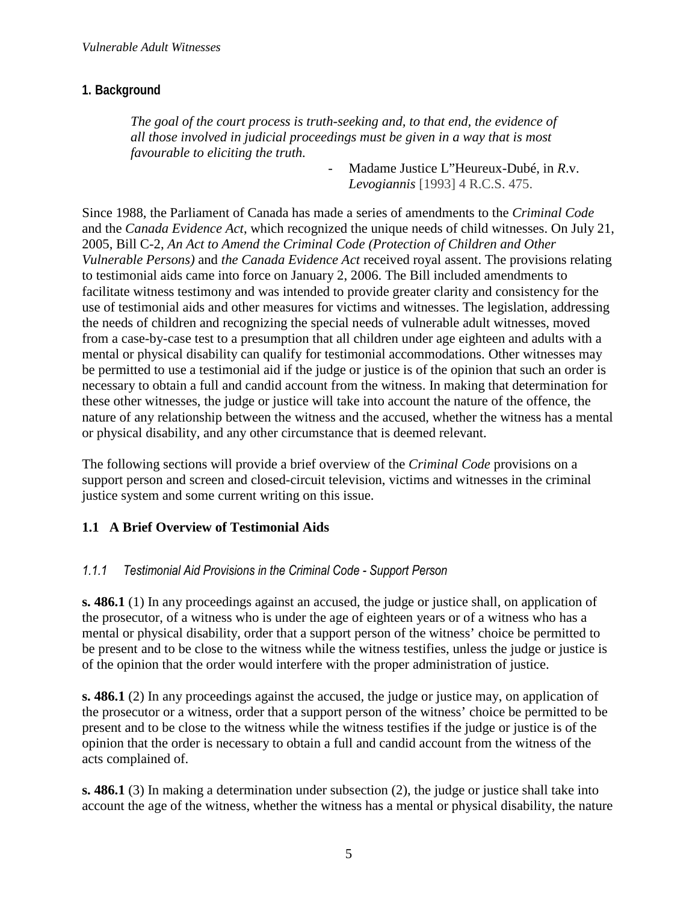## 1. Background

> *The goal of the court process is truth-seeking and, to that end, the evidence of all those involved in judicial proceedings must be given in a way that is most favourable to eliciting the truth.*
>
> - Madame Justice L"Heureux-Dubé, in *R*.v. *Levogiannis* [1993] 4 R.C.S. 475.

Since 1988, the Parliament of Canada has made a series of amendments to the *Criminal Code* and the *Canada Evidence Act*, which recognized the unique needs of child witnesses. On July 21, 2005, Bill C-2, *An Act to Amend the Criminal Code (Protection of Children and Other Vulnerable Persons)* and *the Canada Evidence Act* received royal assent. The provisions relating to testimonial aids came into force on January 2, 2006. The Bill included amendments to facilitate witness testimony and was intended to provide greater clarity and consistency for the use of testimonial aids and other measures for victims and witnesses. The legislation, addressing the needs of children and recognizing the special needs of vulnerable adult witnesses, moved from a case-by-case test to a presumption that all children under age eighteen and adults with a mental or physical disability can qualify for testimonial accommodations. Other witnesses may be permitted to use a testimonial aid if the judge or justice is of the opinion that such an order is necessary to obtain a full and candid account from the witness. In making that determination for these other witnesses, the judge or justice will take into account the nature of the offence, the nature of any relationship between the witness and the accused, whether the witness has a mental or physical disability, and any other circumstance that is deemed relevant.

The following sections will provide a brief overview of the *Criminal Code* provisions on a support person and screen and closed-circuit television, victims and witnesses in the criminal justice system and some current writing on this issue.

### 1.1 A Brief Overview of Testimonial Aids

#### *1.1.1 Testimonial Aid Provisions in the Criminal Code - Support Person*

**s. 486.1** (1) In any proceedings against an accused, the judge or justice shall, on application of the prosecutor, of a witness who is under the age of eighteen years or of a witness who has a mental or physical disability, order that a support person of the witness' choice be permitted to be present and to be close to the witness while the witness testifies, unless the judge or justice is of the opinion that the order would interfere with the proper administration of justice.

**s. 486.1** (2) In any proceedings against the accused, the judge or justice may, on application of the prosecutor or a witness, order that a support person of the witness' choice be permitted to be present and to be close to the witness while the witness testifies if the judge or justice is of the opinion that the order is necessary to obtain a full and candid account from the witness of the acts complained of.

**s. 486.1** (3) In making a determination under subsection (2), the judge or justice shall take into account the age of the witness, whether the witness has a mental or physical disability, the nature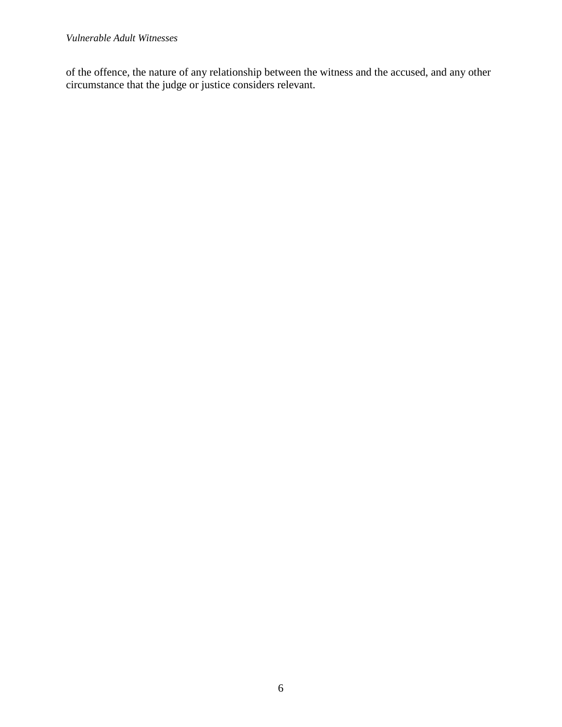of the offence, the nature of any relationship between the witness and the accused, and any other circumstance that the judge or justice considers relevant.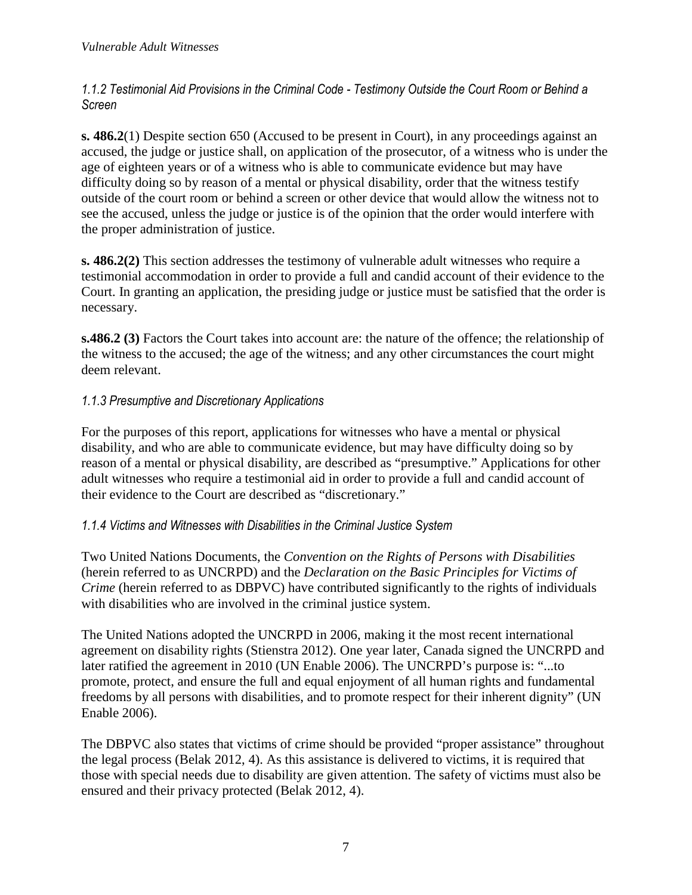### *1.1.2 Testimonial Aid Provisions in the Criminal Code - Testimony Outside the Court Room or Behind a Screen*

**s. 486.2**(1) Despite section 650 (Accused to be present in Court), in any proceedings against an accused, the judge or justice shall, on application of the prosecutor, of a witness who is under the age of eighteen years or of a witness who is able to communicate evidence but may have difficulty doing so by reason of a mental or physical disability, order that the witness testify outside of the court room or behind a screen or other device that would allow the witness not to see the accused, unless the judge or justice is of the opinion that the order would interfere with the proper administration of justice.

**s. 486.2(2)** This section addresses the testimony of vulnerable adult witnesses who require a testimonial accommodation in order to provide a full and candid account of their evidence to the Court. In granting an application, the presiding judge or justice must be satisfied that the order is necessary.

**s.486.2 (3)** Factors the Court takes into account are: the nature of the offence; the relationship of the witness to the accused; the age of the witness; and any other circumstances the court might deem relevant.

### *1.1.3 Presumptive and Discretionary Applications*

For the purposes of this report, applications for witnesses who have a mental or physical disability, and who are able to communicate evidence, but may have difficulty doing so by reason of a mental or physical disability, are described as "presumptive." Applications for other adult witnesses who require a testimonial aid in order to provide a full and candid account of their evidence to the Court are described as "discretionary."

### *1.1.4 Victims and Witnesses with Disabilities in the Criminal Justice System*

Two United Nations Documents, the *Convention on the Rights of Persons with Disabilities* (herein referred to as UNCRPD) and the *Declaration on the Basic Principles for Victims of Crime* (herein referred to as DBPVC) have contributed significantly to the rights of individuals with disabilities who are involved in the criminal justice system.

The United Nations adopted the UNCRPD in 2006, making it the most recent international agreement on disability rights (Stienstra 2012). One year later, Canada signed the UNCRPD and later ratified the agreement in 2010 (UN Enable 2006). The UNCRPD's purpose is: "...to promote, protect, and ensure the full and equal enjoyment of all human rights and fundamental freedoms by all persons with disabilities, and to promote respect for their inherent dignity" (UN Enable 2006).

The DBPVC also states that victims of crime should be provided "proper assistance" throughout the legal process (Belak 2012, 4). As this assistance is delivered to victims, it is required that those with special needs due to disability are given attention. The safety of victims must also be ensured and their privacy protected (Belak 2012, 4).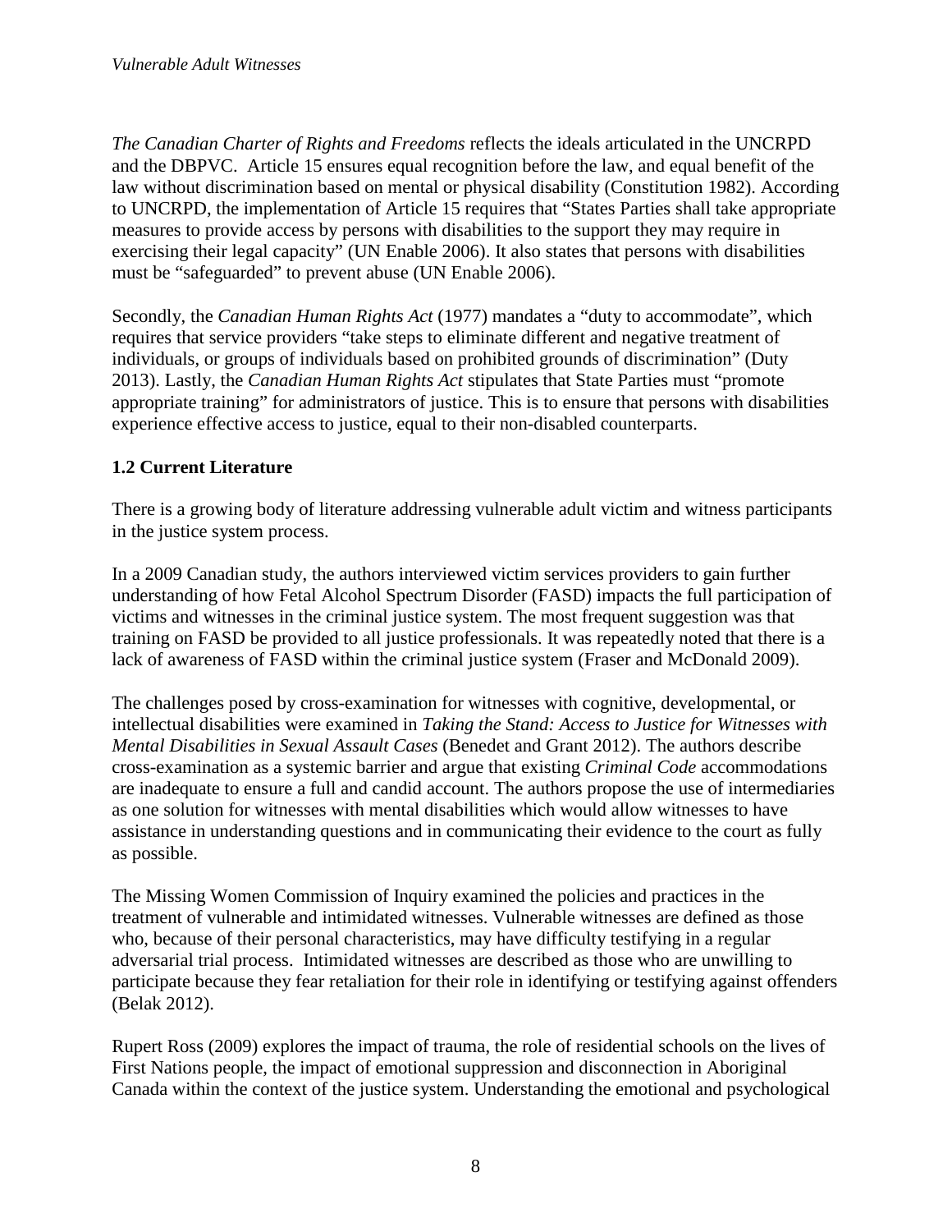*The Canadian Charter of Rights and Freedoms* reflects the ideals articulated in the UNCRPD and the DBPVC. Article 15 ensures equal recognition before the law, and equal benefit of the law without discrimination based on mental or physical disability (Constitution 1982). According to UNCRPD, the implementation of Article 15 requires that "States Parties shall take appropriate measures to provide access by persons with disabilities to the support they may require in exercising their legal capacity" (UN Enable 2006). It also states that persons with disabilities must be "safeguarded" to prevent abuse (UN Enable 2006).

Secondly, the *Canadian Human Rights Act* (1977) mandates a "duty to accommodate", which requires that service providers "take steps to eliminate different and negative treatment of individuals, or groups of individuals based on prohibited grounds of discrimination" (Duty 2013). Lastly, the *Canadian Human Rights Act* stipulates that State Parties must "promote appropriate training" for administrators of justice. This is to ensure that persons with disabilities experience effective access to justice, equal to their non-disabled counterparts.

### 1.2 Current Literature

There is a growing body of literature addressing vulnerable adult victim and witness participants in the justice system process.

In a 2009 Canadian study, the authors interviewed victim services providers to gain further understanding of how Fetal Alcohol Spectrum Disorder (FASD) impacts the full participation of victims and witnesses in the criminal justice system. The most frequent suggestion was that training on FASD be provided to all justice professionals. It was repeatedly noted that there is a lack of awareness of FASD within the criminal justice system (Fraser and McDonald 2009).

The challenges posed by cross-examination for witnesses with cognitive, developmental, or intellectual disabilities were examined in *Taking the Stand: Access to Justice for Witnesses with Mental Disabilities in Sexual Assault Cases* (Benedet and Grant 2012). The authors describe cross-examination as a systemic barrier and argue that existing *Criminal Code* accommodations are inadequate to ensure a full and candid account. The authors propose the use of intermediaries as one solution for witnesses with mental disabilities which would allow witnesses to have assistance in understanding questions and in communicating their evidence to the court as fully as possible.

The Missing Women Commission of Inquiry examined the policies and practices in the treatment of vulnerable and intimidated witnesses. Vulnerable witnesses are defined as those who, because of their personal characteristics, may have difficulty testifying in a regular adversarial trial process. Intimidated witnesses are described as those who are unwilling to participate because they fear retaliation for their role in identifying or testifying against offenders (Belak 2012).

Rupert Ross (2009) explores the impact of trauma, the role of residential schools on the lives of First Nations people, the impact of emotional suppression and disconnection in Aboriginal Canada within the context of the justice system. Understanding the emotional and psychological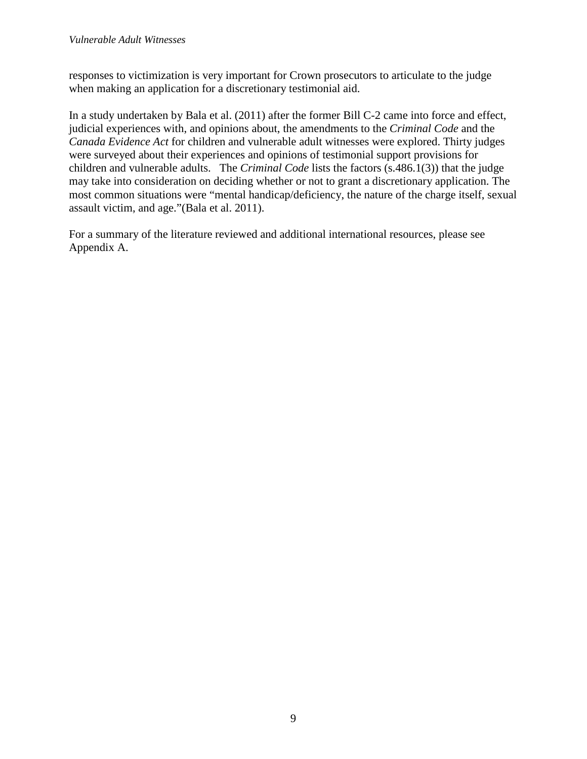responses to victimization is very important for Crown prosecutors to articulate to the judge when making an application for a discretionary testimonial aid.

In a study undertaken by Bala et al. (2011) after the former Bill C-2 came into force and effect, judicial experiences with, and opinions about, the amendments to the *Criminal Code* and the *Canada Evidence Act* for children and vulnerable adult witnesses were explored. Thirty judges were surveyed about their experiences and opinions of testimonial support provisions for children and vulnerable adults. The *Criminal Code* lists the factors (s.486.1(3)) that the judge may take into consideration on deciding whether or not to grant a discretionary application. The most common situations were "mental handicap/deficiency, the nature of the charge itself, sexual assault victim, and age."(Bala et al. 2011).

For a summary of the literature reviewed and additional international resources, please see Appendix A.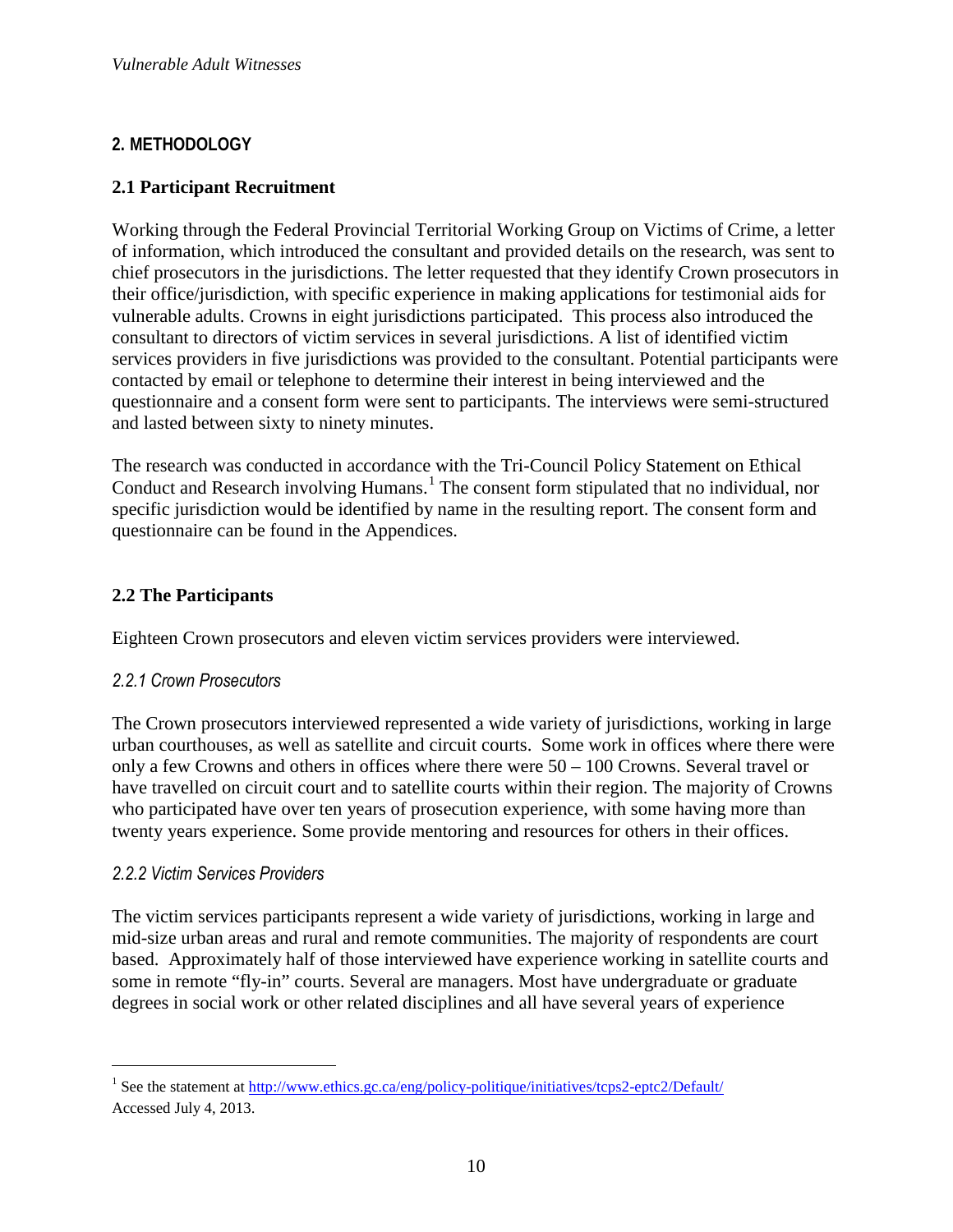## 2. METHODOLOGY

### 2.1 Participant Recruitment

Working through the Federal Provincial Territorial Working Group on Victims of Crime, a letter of information, which introduced the consultant and provided details on the research, was sent to chief prosecutors in the jurisdictions. The letter requested that they identify Crown prosecutors in their office/jurisdiction, with specific experience in making applications for testimonial aids for vulnerable adults. Crowns in eight jurisdictions participated. This process also introduced the consultant to directors of victim services in several jurisdictions. A list of identified victim services providers in five jurisdictions was provided to the consultant. Potential participants were contacted by email or telephone to determine their interest in being interviewed and the questionnaire and a consent form were sent to participants. The interviews were semi-structured and lasted between sixty to ninety minutes.

The research was conducted in accordance with the Tri-Council Policy Statement on Ethical Conduct and Research involving Humans.[1] The consent form stipulated that no individual, nor specific jurisdiction would be identified by name in the resulting report. The consent form and questionnaire can be found in the Appendices.

### 2.2 The Participants

Eighteen Crown prosecutors and eleven victim services providers were interviewed.

#### *2.2.1 Crown Prosecutors*

The Crown prosecutors interviewed represented a wide variety of jurisdictions, working in large urban courthouses, as well as satellite and circuit courts. Some work in offices where there were only a few Crowns and others in offices where there were 50 – 100 Crowns. Several travel or have travelled on circuit court and to satellite courts within their region. The majority of Crowns who participated have over ten years of prosecution experience, with some having more than twenty years experience. Some provide mentoring and resources for others in their offices.

#### *2.2.2 Victim Services Providers*

The victim services participants represent a wide variety of jurisdictions, working in large and mid-size urban areas and rural and remote communities. The majority of respondents are court based. Approximately half of those interviewed have experience working in satellite courts and some in remote "fly-in" courts. Several are managers. Most have undergraduate or graduate degrees in social work or other related disciplines and all have several years of experience

---

[1] See the statement at http://www.ethics.gc.ca/eng/policy-politique/initiatives/tcps2-eptc2/Default/ Accessed July 4, 2013.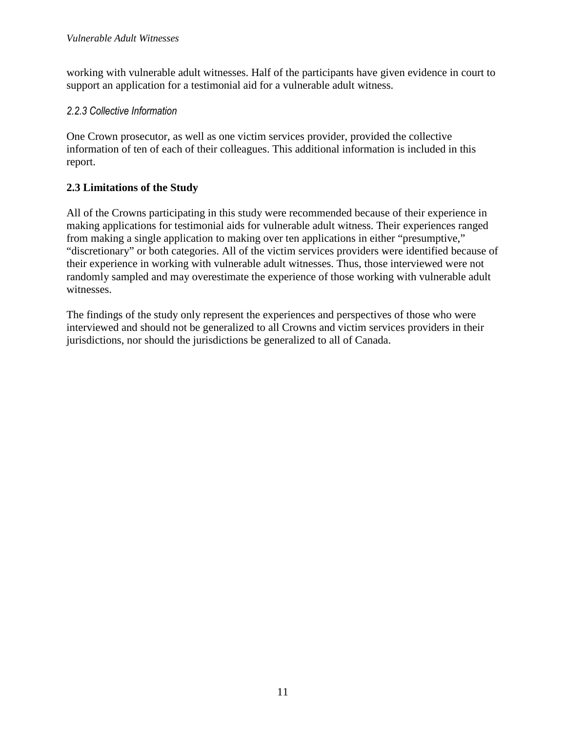working with vulnerable adult witnesses. Half of the participants have given evidence in court to support an application for a testimonial aid for a vulnerable adult witness.

#### *2.2.3 Collective Information*

One Crown prosecutor, as well as one victim services provider, provided the collective information of ten of each of their colleagues. This additional information is included in this report.

### 2.3 Limitations of the Study

All of the Crowns participating in this study were recommended because of their experience in making applications for testimonial aids for vulnerable adult witness. Their experiences ranged from making a single application to making over ten applications in either "presumptive," "discretionary" or both categories. All of the victim services providers were identified because of their experience in working with vulnerable adult witnesses. Thus, those interviewed were not randomly sampled and may overestimate the experience of those working with vulnerable adult witnesses.

The findings of the study only represent the experiences and perspectives of those who were interviewed and should not be generalized to all Crowns and victim services providers in their jurisdictions, nor should the jurisdictions be generalized to all of Canada.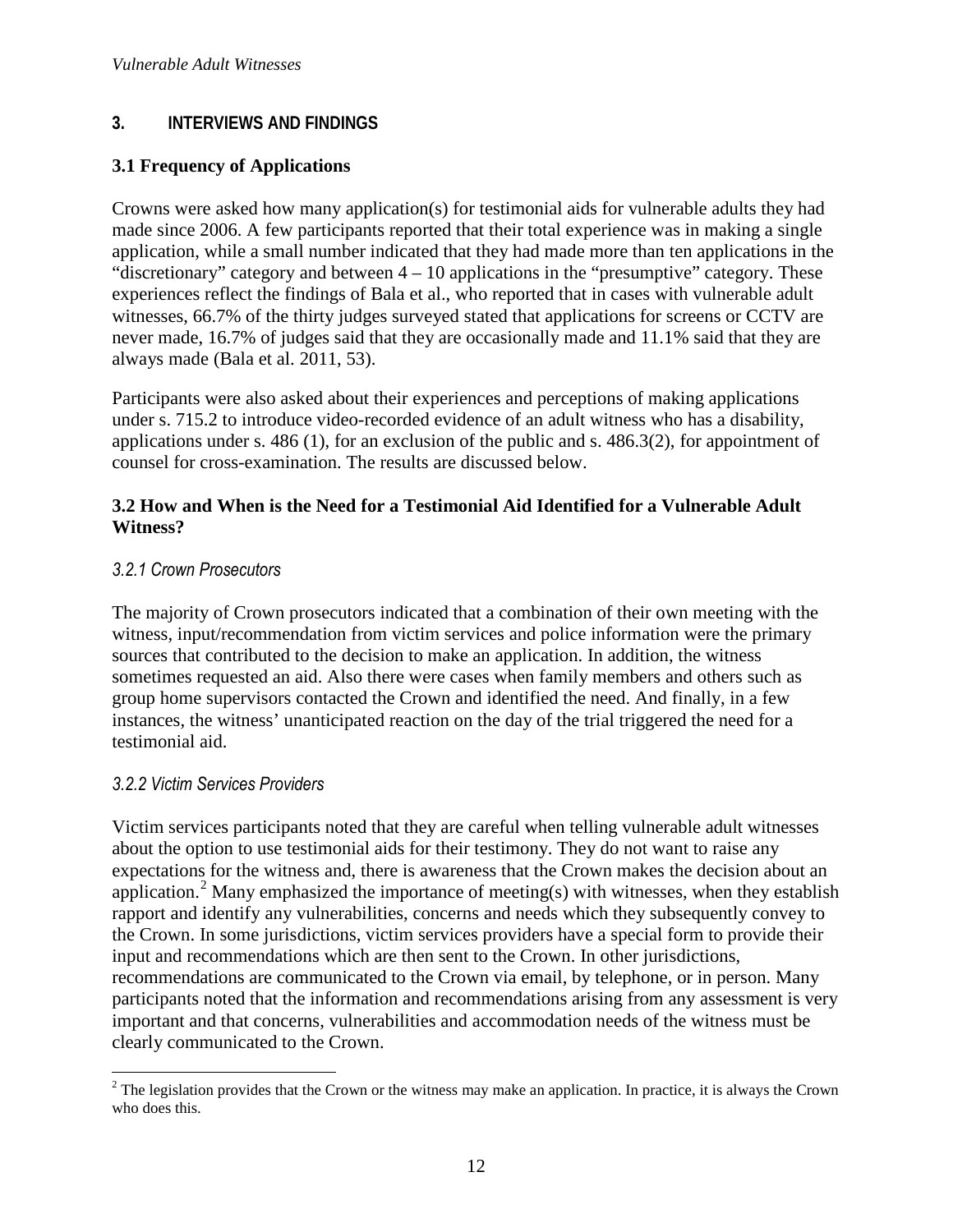## 3. INTERVIEWS AND FINDINGS

### 3.1 Frequency of Applications

Crowns were asked how many application(s) for testimonial aids for vulnerable adults they had made since 2006. A few participants reported that their total experience was in making a single application, while a small number indicated that they had made more than ten applications in the "discretionary" category and between 4 – 10 applications in the "presumptive" category. These experiences reflect the findings of Bala et al., who reported that in cases with vulnerable adult witnesses, 66.7% of the thirty judges surveyed stated that applications for screens or CCTV are never made, 16.7% of judges said that they are occasionally made and 11.1% said that they are always made (Bala et al. 2011, 53).

Participants were also asked about their experiences and perceptions of making applications under s. 715.2 to introduce video-recorded evidence of an adult witness who has a disability, applications under s. 486 (1), for an exclusion of the public and s. 486.3(2), for appointment of counsel for cross-examination. The results are discussed below.

### 3.2 How and When is the Need for a Testimonial Aid Identified for a Vulnerable Adult Witness?

#### *3.2.1 Crown Prosecutors*

The majority of Crown prosecutors indicated that a combination of their own meeting with the witness, input/recommendation from victim services and police information were the primary sources that contributed to the decision to make an application. In addition, the witness sometimes requested an aid. Also there were cases when family members and others such as group home supervisors contacted the Crown and identified the need. And finally, in a few instances, the witness' unanticipated reaction on the day of the trial triggered the need for a testimonial aid.

#### *3.2.2 Victim Services Providers*

Victim services participants noted that they are careful when telling vulnerable adult witnesses about the option to use testimonial aids for their testimony. They do not want to raise any expectations for the witness and, there is awareness that the Crown makes the decision about an application.[2] Many emphasized the importance of meeting(s) with witnesses, when they establish rapport and identify any vulnerabilities, concerns and needs which they subsequently convey to the Crown. In some jurisdictions, victim services providers have a special form to provide their input and recommendations which are then sent to the Crown. In other jurisdictions, recommendations are communicated to the Crown via email, by telephone, or in person. Many participants noted that the information and recommendations arising from any assessment is very important and that concerns, vulnerabilities and accommodation needs of the witness must be clearly communicated to the Crown.

---

[2] The legislation provides that the Crown or the witness may make an application. In practice, it is always the Crown who does this.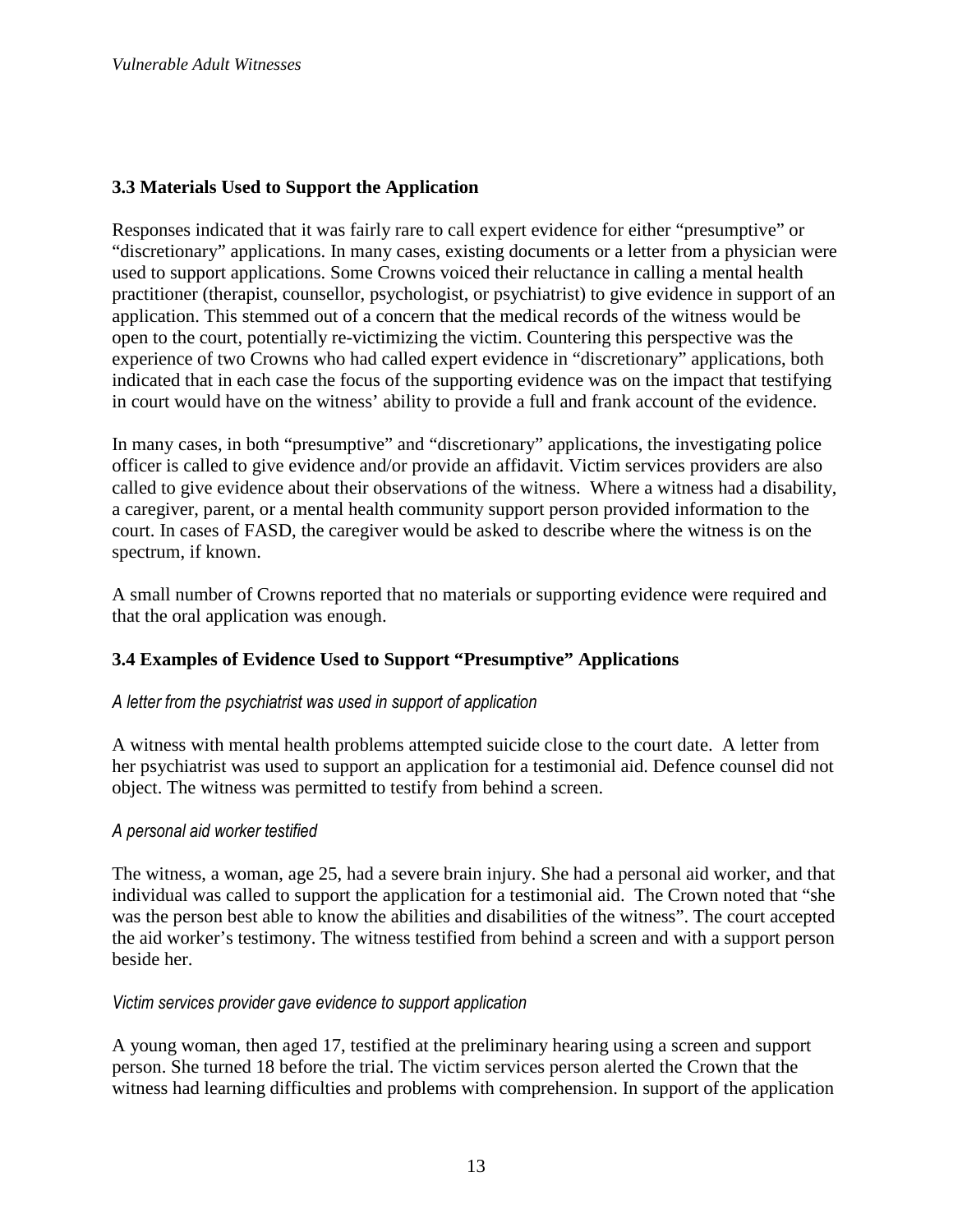### 3.3 Materials Used to Support the Application

Responses indicated that it was fairly rare to call expert evidence for either "presumptive" or "discretionary" applications. In many cases, existing documents or a letter from a physician were used to support applications. Some Crowns voiced their reluctance in calling a mental health practitioner (therapist, counsellor, psychologist, or psychiatrist) to give evidence in support of an application. This stemmed out of a concern that the medical records of the witness would be open to the court, potentially re-victimizing the victim. Countering this perspective was the experience of two Crowns who had called expert evidence in "discretionary" applications, both indicated that in each case the focus of the supporting evidence was on the impact that testifying in court would have on the witness' ability to provide a full and frank account of the evidence.

In many cases, in both "presumptive" and "discretionary" applications, the investigating police officer is called to give evidence and/or provide an affidavit. Victim services providers are also called to give evidence about their observations of the witness. Where a witness had a disability, a caregiver, parent, or a mental health community support person provided information to the court. In cases of FASD, the caregiver would be asked to describe where the witness is on the spectrum, if known.

A small number of Crowns reported that no materials or supporting evidence were required and that the oral application was enough.

### 3.4 Examples of Evidence Used to Support "Presumptive" Applications

*A letter from the psychiatrist was used in support of application*

A witness with mental health problems attempted suicide close to the court date. A letter from her psychiatrist was used to support an application for a testimonial aid. Defence counsel did not object. The witness was permitted to testify from behind a screen.

*A personal aid worker testified*

The witness, a woman, age 25, had a severe brain injury. She had a personal aid worker, and that individual was called to support the application for a testimonial aid. The Crown noted that "she was the person best able to know the abilities and disabilities of the witness". The court accepted the aid worker's testimony. The witness testified from behind a screen and with a support person beside her.

*Victim services provider gave evidence to support application*

A young woman, then aged 17, testified at the preliminary hearing using a screen and support person. She turned 18 before the trial. The victim services person alerted the Crown that the witness had learning difficulties and problems with comprehension. In support of the application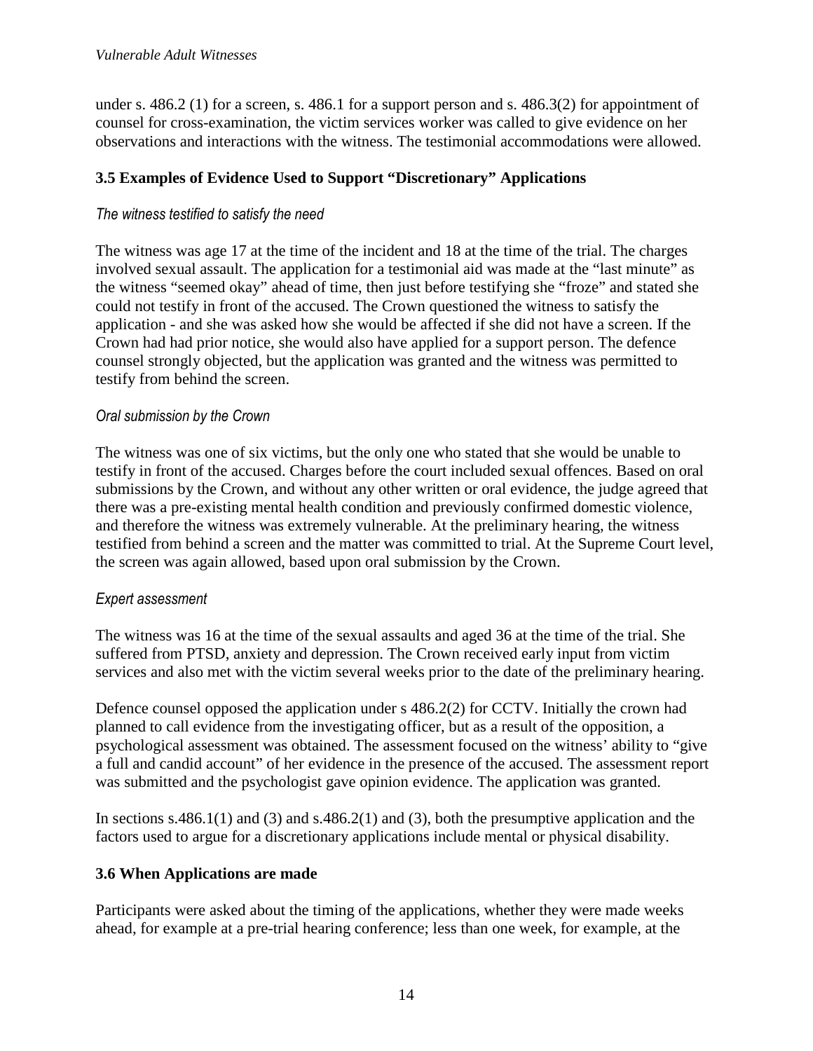under s. 486.2 (1) for a screen, s. 486.1 for a support person and s. 486.3(2) for appointment of counsel for cross-examination, the victim services worker was called to give evidence on her observations and interactions with the witness. The testimonial accommodations were allowed.

### 3.5 Examples of Evidence Used to Support "Discretionary" Applications

*The witness testified to satisfy the need*

The witness was age 17 at the time of the incident and 18 at the time of the trial. The charges involved sexual assault. The application for a testimonial aid was made at the "last minute" as the witness "seemed okay" ahead of time, then just before testifying she "froze" and stated she could not testify in front of the accused. The Crown questioned the witness to satisfy the application - and she was asked how she would be affected if she did not have a screen. If the Crown had had prior notice, she would also have applied for a support person. The defence counsel strongly objected, but the application was granted and the witness was permitted to testify from behind the screen.

*Oral submission by the Crown*

The witness was one of six victims, but the only one who stated that she would be unable to testify in front of the accused. Charges before the court included sexual offences. Based on oral submissions by the Crown, and without any other written or oral evidence, the judge agreed that there was a pre-existing mental health condition and previously confirmed domestic violence, and therefore the witness was extremely vulnerable. At the preliminary hearing, the witness testified from behind a screen and the matter was committed to trial. At the Supreme Court level, the screen was again allowed, based upon oral submission by the Crown.

*Expert assessment*

The witness was 16 at the time of the sexual assaults and aged 36 at the time of the trial. She suffered from PTSD, anxiety and depression. The Crown received early input from victim services and also met with the victim several weeks prior to the date of the preliminary hearing.

Defence counsel opposed the application under s 486.2(2) for CCTV. Initially the crown had planned to call evidence from the investigating officer, but as a result of the opposition, a psychological assessment was obtained. The assessment focused on the witness' ability to "give a full and candid account" of her evidence in the presence of the accused. The assessment report was submitted and the psychologist gave opinion evidence. The application was granted.

In sections s.486.1(1) and (3) and s.486.2(1) and (3), both the presumptive application and the factors used to argue for a discretionary applications include mental or physical disability.

### 3.6 When Applications are made

Participants were asked about the timing of the applications, whether they were made weeks ahead, for example at a pre-trial hearing conference; less than one week, for example, at the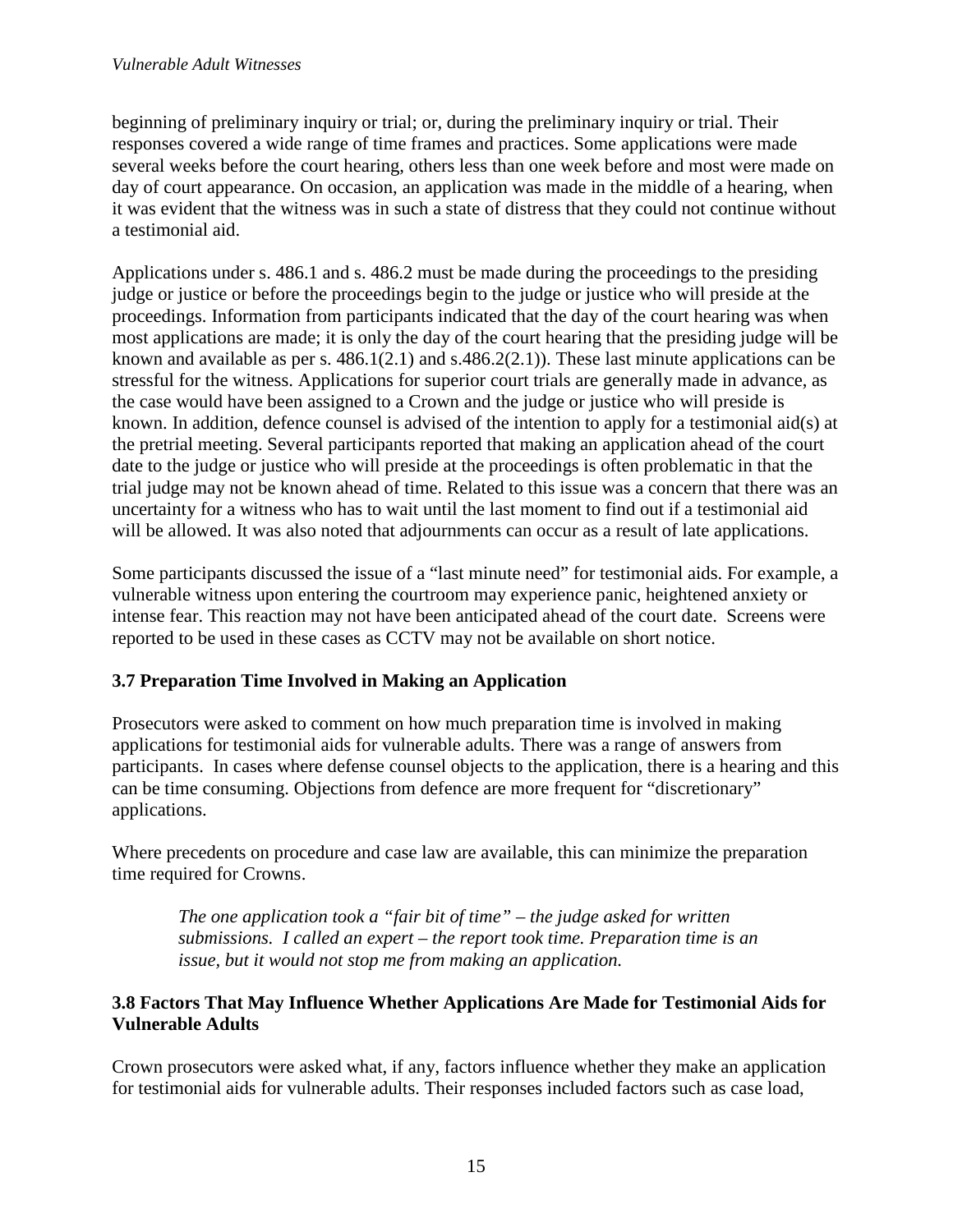beginning of preliminary inquiry or trial; or, during the preliminary inquiry or trial. Their responses covered a wide range of time frames and practices. Some applications were made several weeks before the court hearing, others less than one week before and most were made on day of court appearance. On occasion, an application was made in the middle of a hearing, when it was evident that the witness was in such a state of distress that they could not continue without a testimonial aid.

Applications under s. 486.1 and s. 486.2 must be made during the proceedings to the presiding judge or justice or before the proceedings begin to the judge or justice who will preside at the proceedings. Information from participants indicated that the day of the court hearing was when most applications are made; it is only the day of the court hearing that the presiding judge will be known and available as per s. 486.1(2.1) and s.486.2(2.1)). These last minute applications can be stressful for the witness. Applications for superior court trials are generally made in advance, as the case would have been assigned to a Crown and the judge or justice who will preside is known. In addition, defence counsel is advised of the intention to apply for a testimonial aid(s) at the pretrial meeting. Several participants reported that making an application ahead of the court date to the judge or justice who will preside at the proceedings is often problematic in that the trial judge may not be known ahead of time. Related to this issue was a concern that there was an uncertainty for a witness who has to wait until the last moment to find out if a testimonial aid will be allowed. It was also noted that adjournments can occur as a result of late applications.

Some participants discussed the issue of a "last minute need" for testimonial aids. For example, a vulnerable witness upon entering the courtroom may experience panic, heightened anxiety or intense fear. This reaction may not have been anticipated ahead of the court date. Screens were reported to be used in these cases as CCTV may not be available on short notice.

### 3.7 Preparation Time Involved in Making an Application

Prosecutors were asked to comment on how much preparation time is involved in making applications for testimonial aids for vulnerable adults. There was a range of answers from participants. In cases where defense counsel objects to the application, there is a hearing and this can be time consuming. Objections from defence are more frequent for "discretionary" applications.

Where precedents on procedure and case law are available, this can minimize the preparation time required for Crowns.

> *The one application took a "fair bit of time" – the judge asked for written submissions. I called an expert – the report took time. Preparation time is an issue, but it would not stop me from making an application.*

### 3.8 Factors That May Influence Whether Applications Are Made for Testimonial Aids for Vulnerable Adults

Crown prosecutors were asked what, if any, factors influence whether they make an application for testimonial aids for vulnerable adults. Their responses included factors such as case load,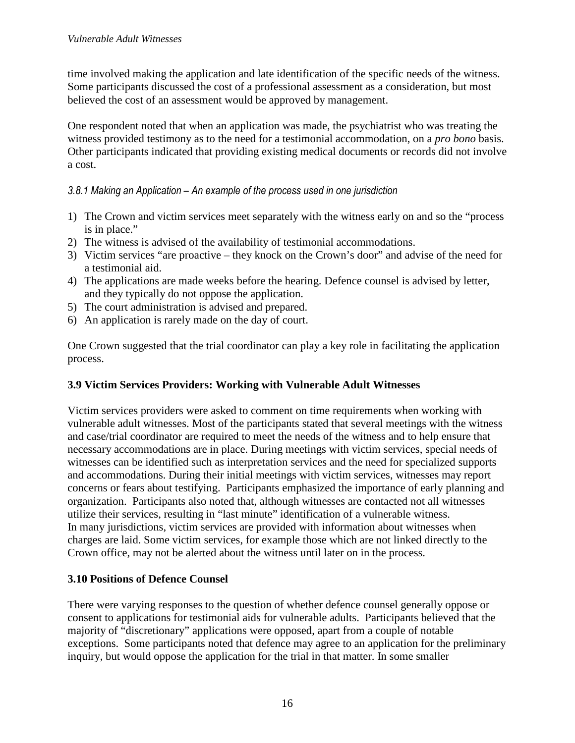time involved making the application and late identification of the specific needs of the witness. Some participants discussed the cost of a professional assessment as a consideration, but most believed the cost of an assessment would be approved by management.

One respondent noted that when an application was made, the psychiatrist who was treating the witness provided testimony as to the need for a testimonial accommodation, on a *pro bono* basis. Other participants indicated that providing existing medical documents or records did not involve a cost.

#### *3.8.1 Making an Application – An example of the process used in one jurisdiction*

1) The Crown and victim services meet separately with the witness early on and so the "process is in place."
2) The witness is advised of the availability of testimonial accommodations.
3) Victim services "are proactive – they knock on the Crown's door" and advise of the need for a testimonial aid.
4) The applications are made weeks before the hearing. Defence counsel is advised by letter, and they typically do not oppose the application.
5) The court administration is advised and prepared.
6) An application is rarely made on the day of court.

One Crown suggested that the trial coordinator can play a key role in facilitating the application process.

### 3.9 Victim Services Providers: Working with Vulnerable Adult Witnesses

Victim services providers were asked to comment on time requirements when working with vulnerable adult witnesses. Most of the participants stated that several meetings with the witness and case/trial coordinator are required to meet the needs of the witness and to help ensure that necessary accommodations are in place. During meetings with victim services, special needs of witnesses can be identified such as interpretation services and the need for specialized supports and accommodations. During their initial meetings with victim services, witnesses may report concerns or fears about testifying. Participants emphasized the importance of early planning and organization. Participants also noted that, although witnesses are contacted not all witnesses utilize their services, resulting in "last minute" identification of a vulnerable witness.
In many jurisdictions, victim services are provided with information about witnesses when charges are laid. Some victim services, for example those which are not linked directly to the Crown office, may not be alerted about the witness until later on in the process.

### 3.10 Positions of Defence Counsel

There were varying responses to the question of whether defence counsel generally oppose or consent to applications for testimonial aids for vulnerable adults. Participants believed that the majority of "discretionary" applications were opposed, apart from a couple of notable exceptions. Some participants noted that defence may agree to an application for the preliminary inquiry, but would oppose the application for the trial in that matter. In some smaller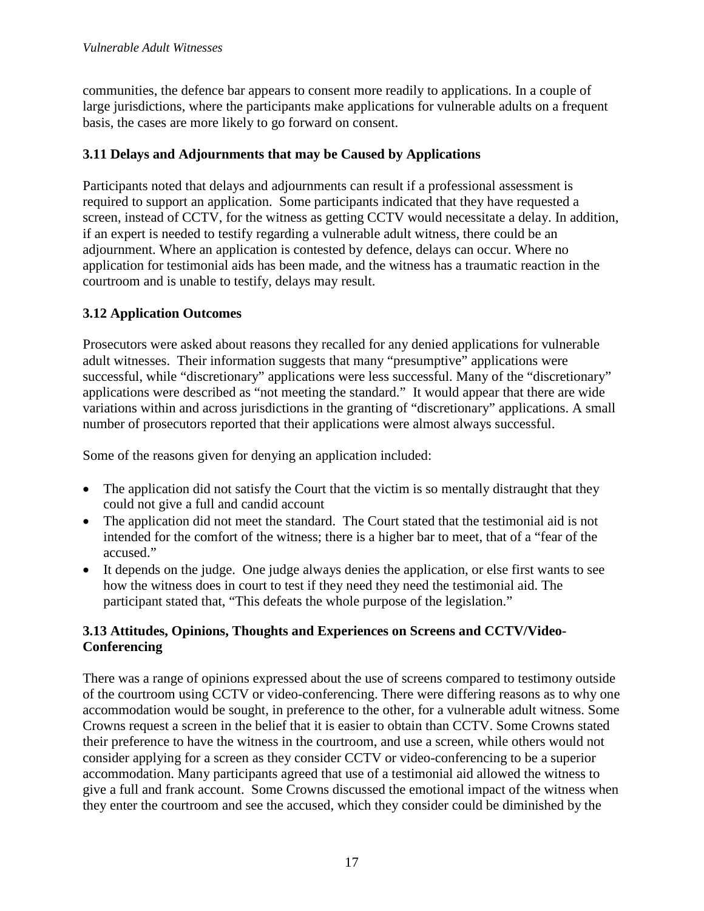communities, the defence bar appears to consent more readily to applications. In a couple of large jurisdictions, where the participants make applications for vulnerable adults on a frequent basis, the cases are more likely to go forward on consent.

### 3.11 Delays and Adjournments that may be Caused by Applications

Participants noted that delays and adjournments can result if a professional assessment is required to support an application. Some participants indicated that they have requested a screen, instead of CCTV, for the witness as getting CCTV would necessitate a delay. In addition, if an expert is needed to testify regarding a vulnerable adult witness, there could be an adjournment. Where an application is contested by defence, delays can occur. Where no application for testimonial aids has been made, and the witness has a traumatic reaction in the courtroom and is unable to testify, delays may result.

### 3.12 Application Outcomes

Prosecutors were asked about reasons they recalled for any denied applications for vulnerable adult witnesses. Their information suggests that many "presumptive" applications were successful, while "discretionary" applications were less successful. Many of the "discretionary" applications were described as "not meeting the standard." It would appear that there are wide variations within and across jurisdictions in the granting of "discretionary" applications. A small number of prosecutors reported that their applications were almost always successful.

Some of the reasons given for denying an application included:

- The application did not satisfy the Court that the victim is so mentally distraught that they could not give a full and candid account
- The application did not meet the standard. The Court stated that the testimonial aid is not intended for the comfort of the witness; there is a higher bar to meet, that of a "fear of the accused."
- It depends on the judge. One judge always denies the application, or else first wants to see how the witness does in court to test if they need they need the testimonial aid. The participant stated that, "This defeats the whole purpose of the legislation."

### 3.13 Attitudes, Opinions, Thoughts and Experiences on Screens and CCTV/Video-Conferencing

There was a range of opinions expressed about the use of screens compared to testimony outside of the courtroom using CCTV or video-conferencing. There were differing reasons as to why one accommodation would be sought, in preference to the other, for a vulnerable adult witness. Some Crowns request a screen in the belief that it is easier to obtain than CCTV. Some Crowns stated their preference to have the witness in the courtroom, and use a screen, while others would not consider applying for a screen as they consider CCTV or video-conferencing to be a superior accommodation. Many participants agreed that use of a testimonial aid allowed the witness to give a full and frank account. Some Crowns discussed the emotional impact of the witness when they enter the courtroom and see the accused, which they consider could be diminished by the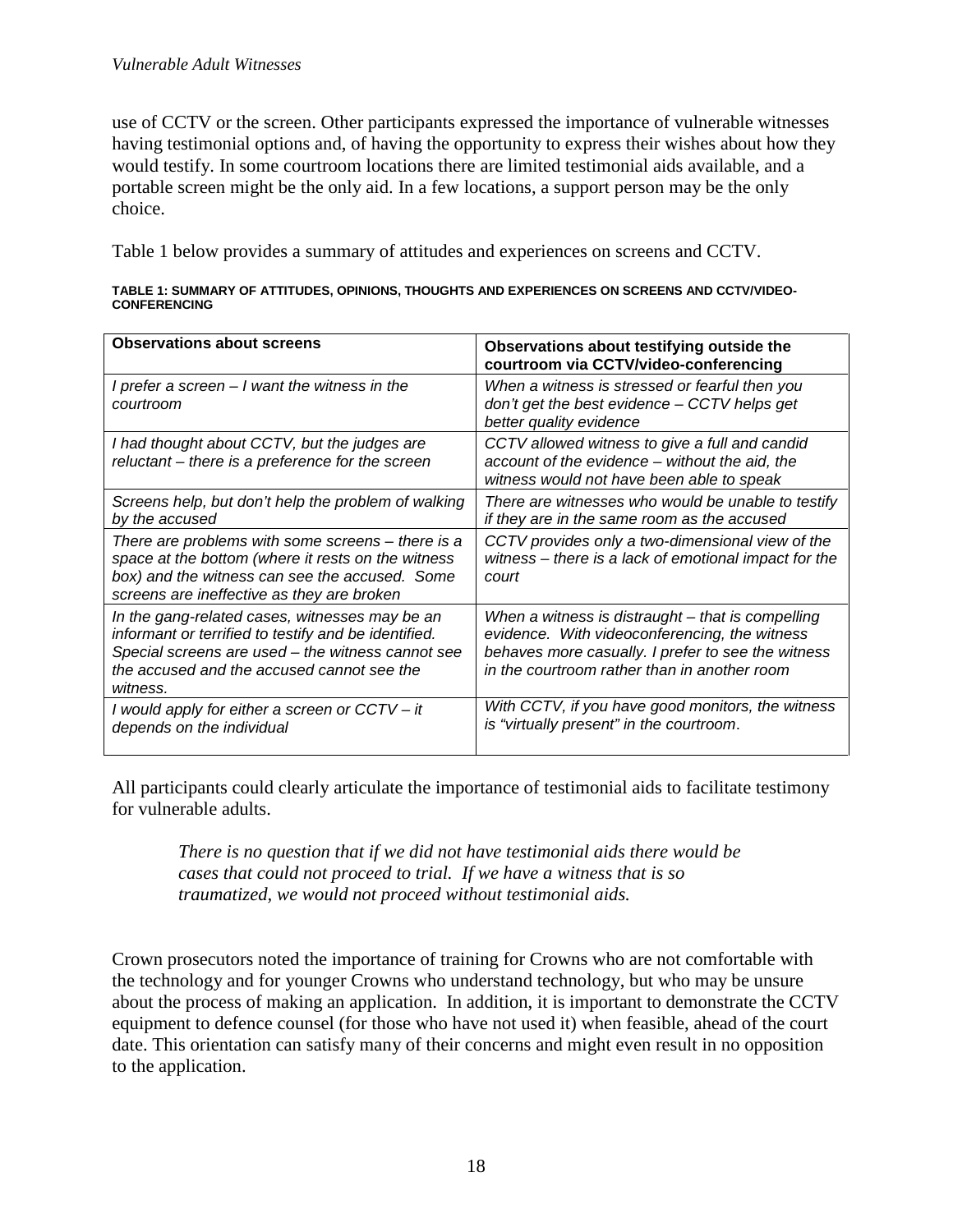use of CCTV or the screen. Other participants expressed the importance of vulnerable witnesses having testimonial options and, of having the opportunity to express their wishes about how they would testify. In some courtroom locations there are limited testimonial aids available, and a portable screen might be the only aid. In a few locations, a support person may be the only choice.

Table 1 below provides a summary of attitudes and experiences on screens and CCTV.

**TABLE 1: SUMMARY OF ATTITUDES, OPINIONS, THOUGHTS AND EXPERIENCES ON SCREENS AND CCTV/VIDEO-CONFERENCING**

| Observations about screens | Observations about testifying outside the courtroom via CCTV/video-conferencing |
|---|---|
| *I prefer a screen – I want the witness in the courtroom* | *When a witness is stressed or fearful then you don't get the best evidence – CCTV helps get better quality evidence* |
| *I had thought about CCTV, but the judges are reluctant – there is a preference for the screen* | *CCTV allowed witness to give a full and candid account of the evidence – without the aid, the witness would not have been able to speak* |
| *Screens help, but don't help the problem of walking by the accused* | *There are witnesses who would be unable to testify if they are in the same room as the accused* |
| *There are problems with some screens – there is a space at the bottom (where it rests on the witness box) and the witness can see the accused. Some screens are ineffective as they are broken* | *CCTV provides only a two-dimensional view of the witness – there is a lack of emotional impact for the court* |
| *In the gang-related cases, witnesses may be an informant or terrified to testify and be identified. Special screens are used – the witness cannot see the accused and the accused cannot see the witness.* | *When a witness is distraught – that is compelling evidence. With videoconferencing, the witness behaves more casually. I prefer to see the witness in the courtroom rather than in another room* |
| *I would apply for either a screen or CCTV – it depends on the individual* | *With CCTV, if you have good monitors, the witness is "virtually present" in the courtroom*. |

All participants could clearly articulate the importance of testimonial aids to facilitate testimony for vulnerable adults.

> *There is no question that if we did not have testimonial aids there would be cases that could not proceed to trial. If we have a witness that is so traumatized, we would not proceed without testimonial aids.*

Crown prosecutors noted the importance of training for Crowns who are not comfortable with the technology and for younger Crowns who understand technology, but who may be unsure about the process of making an application. In addition, it is important to demonstrate the CCTV equipment to defence counsel (for those who have not used it) when feasible, ahead of the court date. This orientation can satisfy many of their concerns and might even result in no opposition to the application.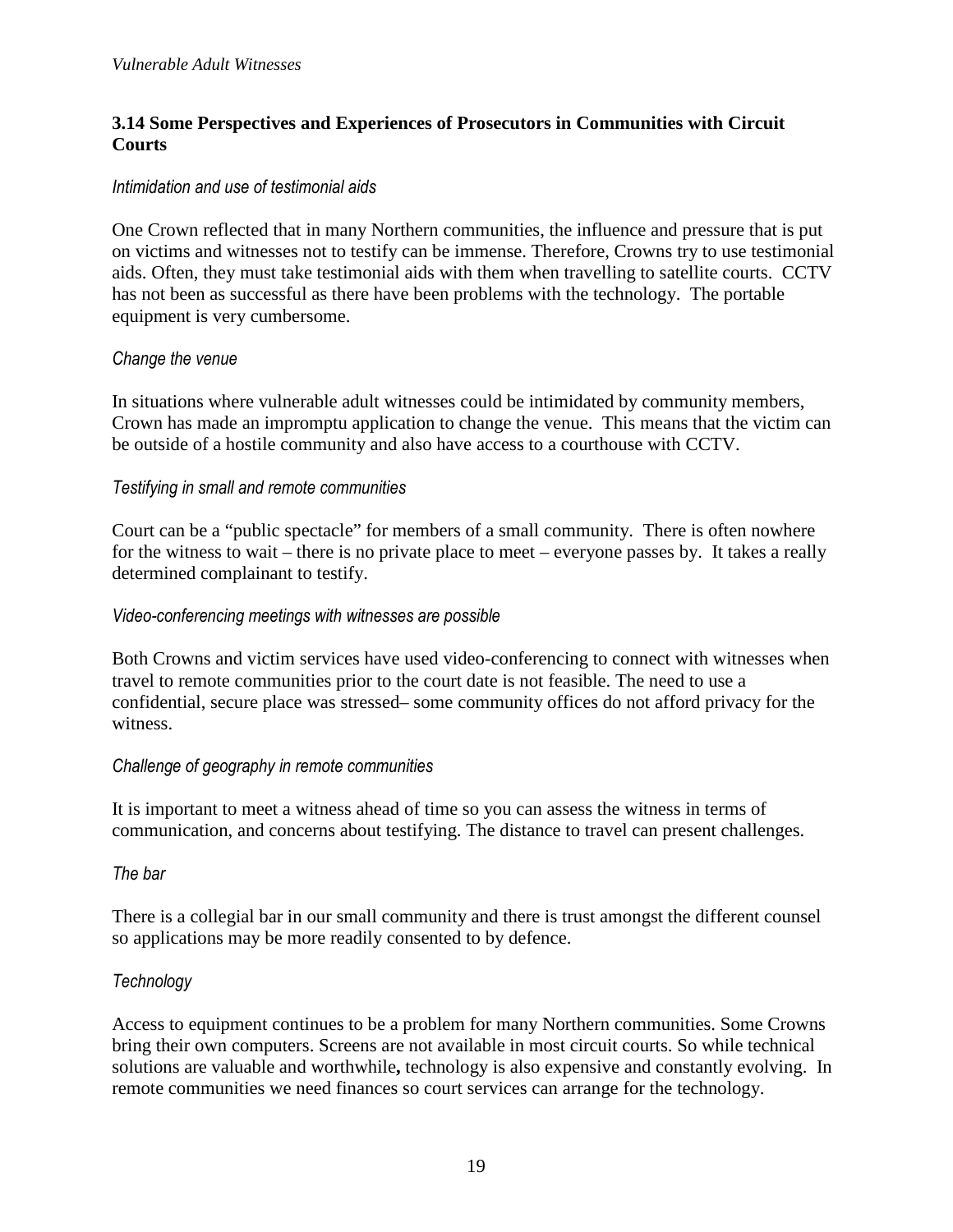### 3.14 Some Perspectives and Experiences of Prosecutors in Communities with Circuit Courts

*Intimidation and use of testimonial aids*

One Crown reflected that in many Northern communities, the influence and pressure that is put on victims and witnesses not to testify can be immense. Therefore, Crowns try to use testimonial aids. Often, they must take testimonial aids with them when travelling to satellite courts. CCTV has not been as successful as there have been problems with the technology. The portable equipment is very cumbersome.

*Change the venue*

In situations where vulnerable adult witnesses could be intimidated by community members, Crown has made an impromptu application to change the venue. This means that the victim can be outside of a hostile community and also have access to a courthouse with CCTV.

*Testifying in small and remote communities*

Court can be a "public spectacle" for members of a small community. There is often nowhere for the witness to wait – there is no private place to meet – everyone passes by. It takes a really determined complainant to testify.

*Video-conferencing meetings with witnesses are possible*

Both Crowns and victim services have used video-conferencing to connect with witnesses when travel to remote communities prior to the court date is not feasible. The need to use a confidential, secure place was stressed– some community offices do not afford privacy for the witness.

*Challenge of geography in remote communities*

It is important to meet a witness ahead of time so you can assess the witness in terms of communication, and concerns about testifying. The distance to travel can present challenges.

*The bar*

There is a collegial bar in our small community and there is trust amongst the different counsel so applications may be more readily consented to by defence.

*Technology*

Access to equipment continues to be a problem for many Northern communities. Some Crowns bring their own computers. Screens are not available in most circuit courts. So while technical solutions are valuable and worthwhile**,** technology is also expensive and constantly evolving. In remote communities we need finances so court services can arrange for the technology.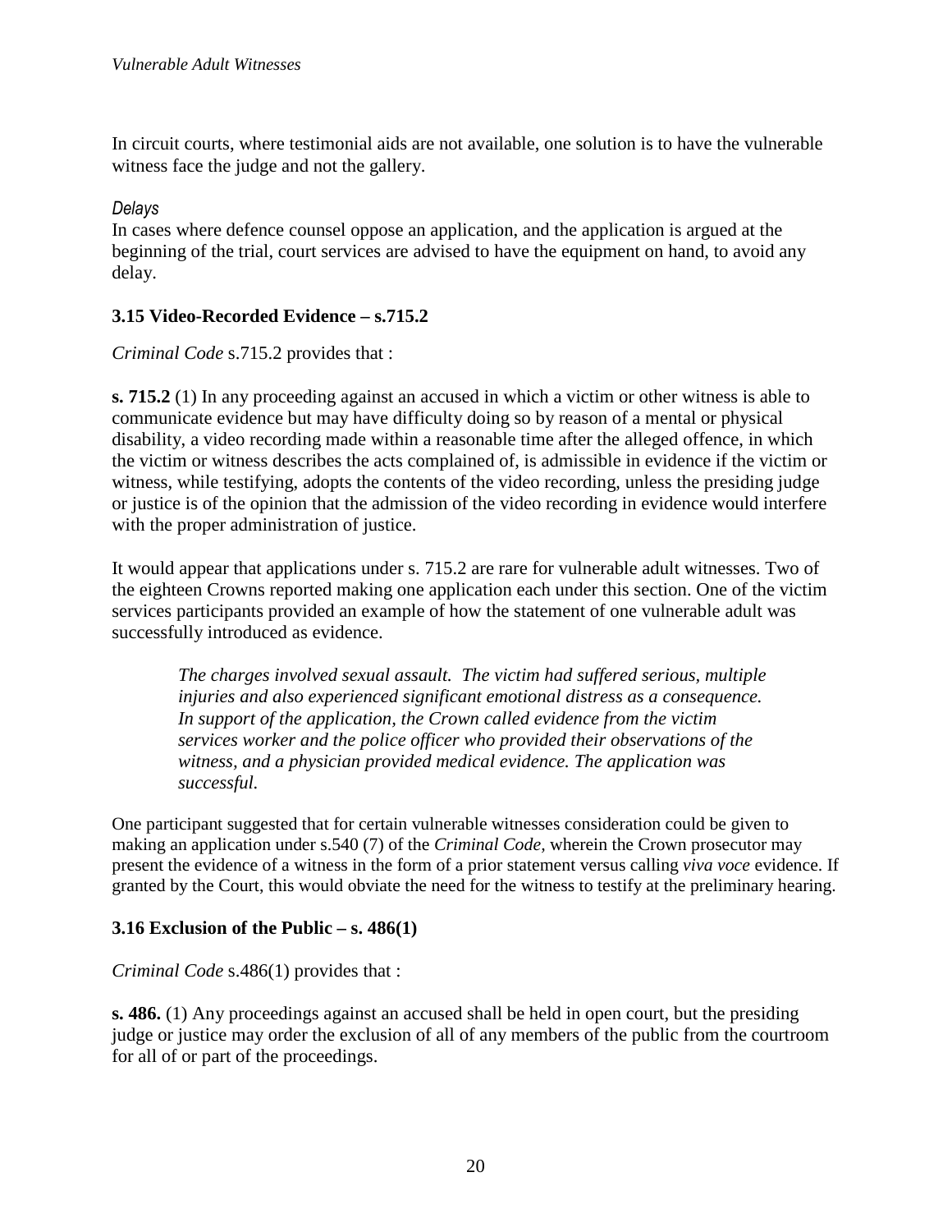In circuit courts, where testimonial aids are not available, one solution is to have the vulnerable witness face the judge and not the gallery.

*Delays*

In cases where defence counsel oppose an application, and the application is argued at the beginning of the trial, court services are advised to have the equipment on hand, to avoid any delay.

### 3.15 Video-Recorded Evidence – s.715.2

*Criminal Code* s.715.2 provides that :

**s. 715.2** (1) In any proceeding against an accused in which a victim or other witness is able to communicate evidence but may have difficulty doing so by reason of a mental or physical disability, a video recording made within a reasonable time after the alleged offence, in which the victim or witness describes the acts complained of, is admissible in evidence if the victim or witness, while testifying, adopts the contents of the video recording, unless the presiding judge or justice is of the opinion that the admission of the video recording in evidence would interfere with the proper administration of justice.

It would appear that applications under s. 715.2 are rare for vulnerable adult witnesses. Two of the eighteen Crowns reported making one application each under this section. One of the victim services participants provided an example of how the statement of one vulnerable adult was successfully introduced as evidence.

> *The charges involved sexual assault. The victim had suffered serious, multiple injuries and also experienced significant emotional distress as a consequence. In support of the application, the Crown called evidence from the victim services worker and the police officer who provided their observations of the witness, and a physician provided medical evidence. The application was successful.*

One participant suggested that for certain vulnerable witnesses consideration could be given to making an application under s.540 (7) of the *Criminal Code*, wherein the Crown prosecutor may present the evidence of a witness in the form of a prior statement versus calling *viva voce* evidence. If granted by the Court, this would obviate the need for the witness to testify at the preliminary hearing.

### 3.16 Exclusion of the Public – s. 486(1)

*Criminal Code* s.486(1) provides that :

**s. 486.** (1) Any proceedings against an accused shall be held in open court, but the presiding judge or justice may order the exclusion of all of any members of the public from the courtroom for all of or part of the proceedings.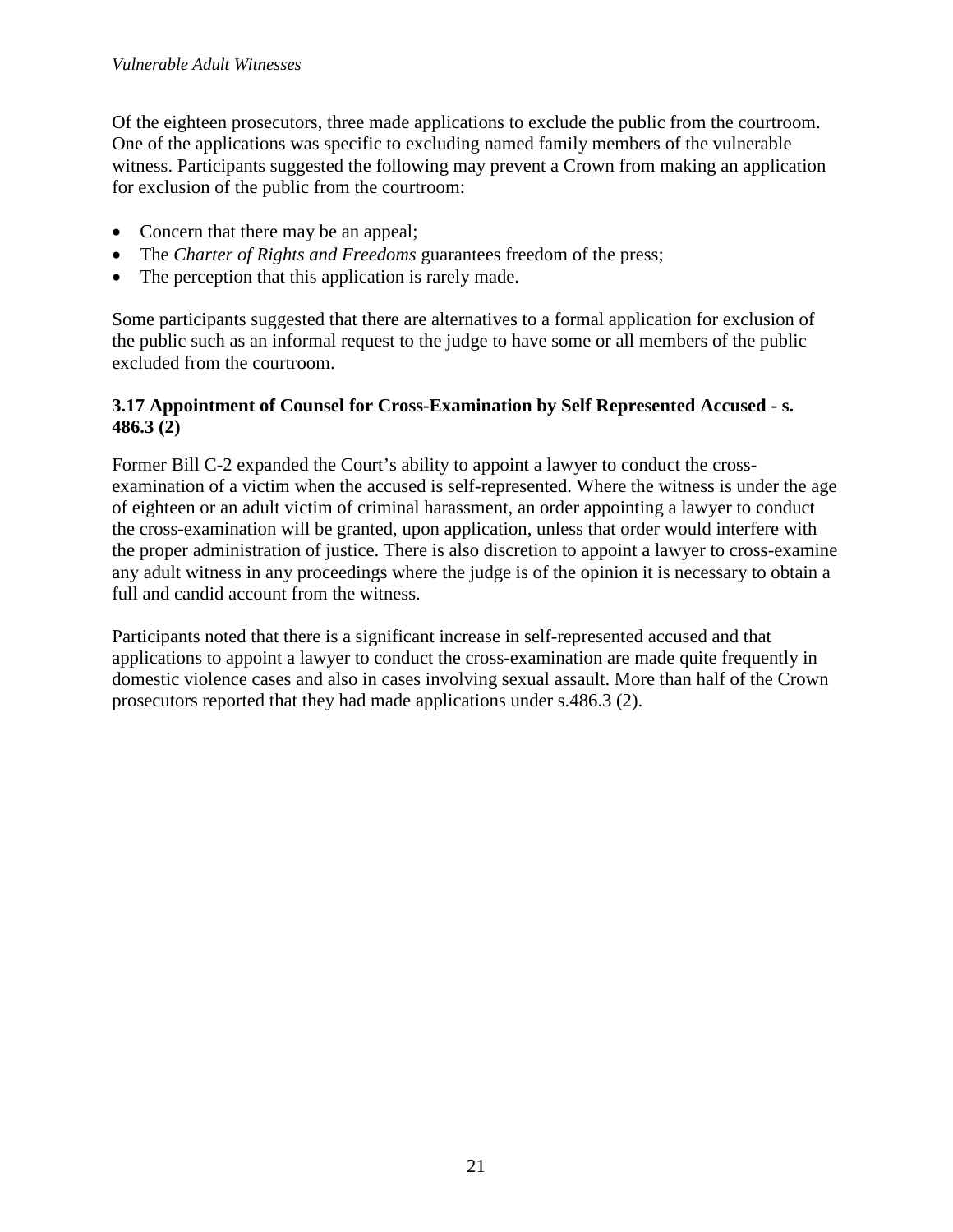Of the eighteen prosecutors, three made applications to exclude the public from the courtroom. One of the applications was specific to excluding named family members of the vulnerable witness. Participants suggested the following may prevent a Crown from making an application for exclusion of the public from the courtroom:

- Concern that there may be an appeal;
- The *Charter of Rights and Freedoms* guarantees freedom of the press;
- The perception that this application is rarely made.

Some participants suggested that there are alternatives to a formal application for exclusion of the public such as an informal request to the judge to have some or all members of the public excluded from the courtroom.

### 3.17 Appointment of Counsel for Cross-Examination by Self Represented Accused - s. 486.3 (2)

Former Bill C-2 expanded the Court's ability to appoint a lawyer to conduct the cross-examination of a victim when the accused is self-represented. Where the witness is under the age of eighteen or an adult victim of criminal harassment, an order appointing a lawyer to conduct the cross-examination will be granted, upon application, unless that order would interfere with the proper administration of justice. There is also discretion to appoint a lawyer to cross-examine any adult witness in any proceedings where the judge is of the opinion it is necessary to obtain a full and candid account from the witness.

Participants noted that there is a significant increase in self-represented accused and that applications to appoint a lawyer to conduct the cross-examination are made quite frequently in domestic violence cases and also in cases involving sexual assault. More than half of the Crown prosecutors reported that they had made applications under s.486.3 (2).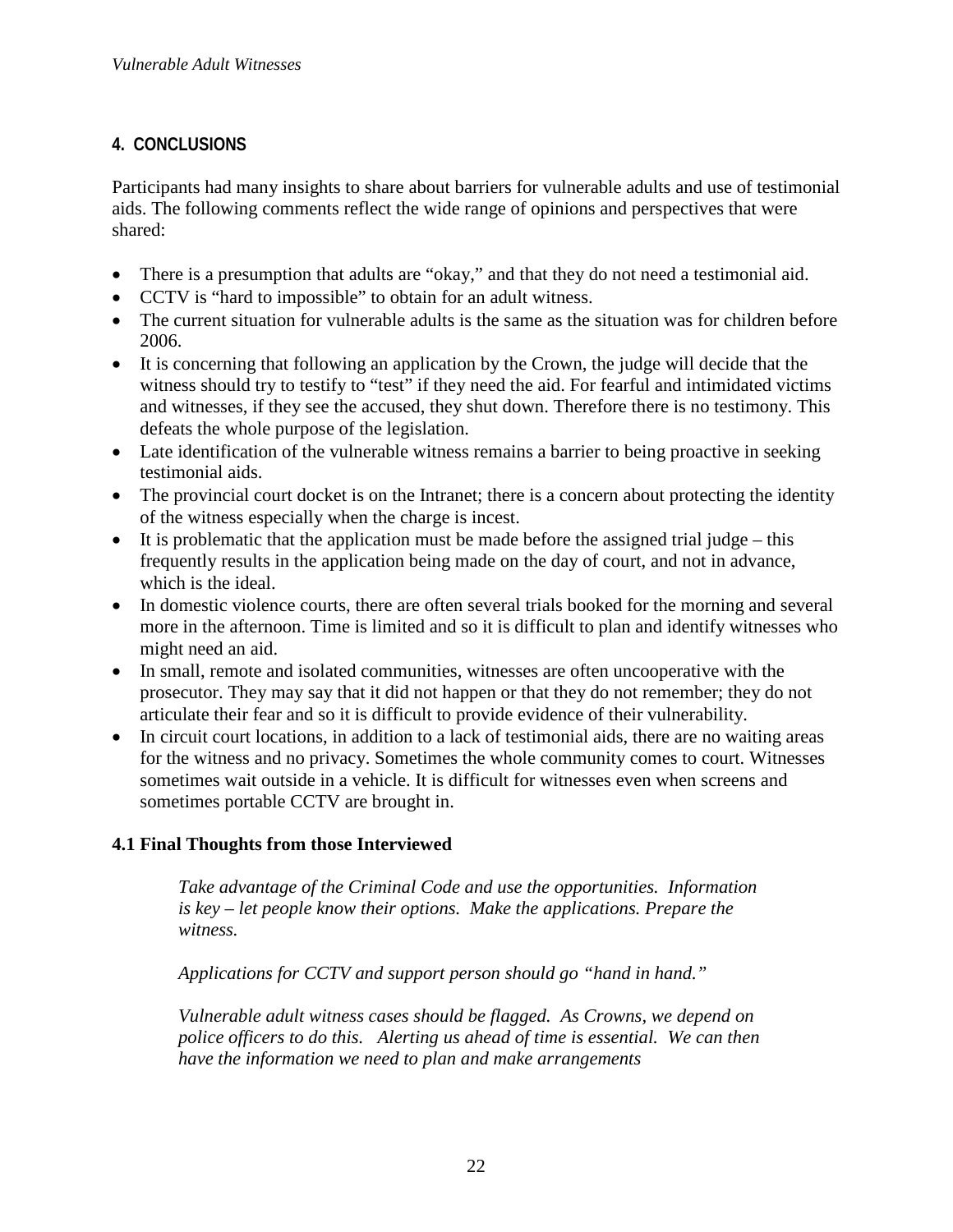## 4. CONCLUSIONS

Participants had many insights to share about barriers for vulnerable adults and use of testimonial aids. The following comments reflect the wide range of opinions and perspectives that were shared:

- There is a presumption that adults are "okay," and that they do not need a testimonial aid.
- CCTV is "hard to impossible" to obtain for an adult witness.
- The current situation for vulnerable adults is the same as the situation was for children before 2006.
- It is concerning that following an application by the Crown, the judge will decide that the witness should try to testify to "test" if they need the aid. For fearful and intimidated victims and witnesses, if they see the accused, they shut down. Therefore there is no testimony. This defeats the whole purpose of the legislation.
- Late identification of the vulnerable witness remains a barrier to being proactive in seeking testimonial aids.
- The provincial court docket is on the Intranet; there is a concern about protecting the identity of the witness especially when the charge is incest.
- It is problematic that the application must be made before the assigned trial judge – this frequently results in the application being made on the day of court, and not in advance, which is the ideal.
- In domestic violence courts, there are often several trials booked for the morning and several more in the afternoon. Time is limited and so it is difficult to plan and identify witnesses who might need an aid.
- In small, remote and isolated communities, witnesses are often uncooperative with the prosecutor. They may say that it did not happen or that they do not remember; they do not articulate their fear and so it is difficult to provide evidence of their vulnerability.
- In circuit court locations, in addition to a lack of testimonial aids, there are no waiting areas for the witness and no privacy. Sometimes the whole community comes to court. Witnesses sometimes wait outside in a vehicle. It is difficult for witnesses even when screens and sometimes portable CCTV are brought in.

### 4.1 Final Thoughts from those Interviewed

> *Take advantage of the Criminal Code and use the opportunities. Information is key – let people know their options. Make the applications. Prepare the witness.*
>
> *Applications for CCTV and support person should go "hand in hand."*
>
> *Vulnerable adult witness cases should be flagged. As Crowns, we depend on police officers to do this. Alerting us ahead of time is essential. We can then have the information we need to plan and make arrangements*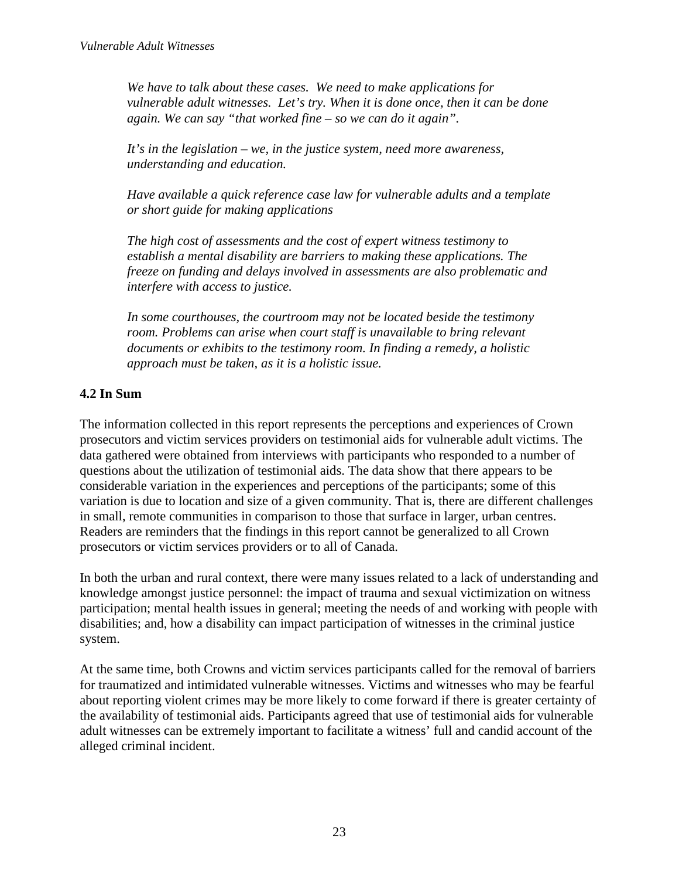*We have to talk about these cases. We need to make applications for vulnerable adult witnesses. Let's try. When it is done once, then it can be done again. We can say "that worked fine – so we can do it again".*

*It's in the legislation – we, in the justice system, need more awareness, understanding and education.*

*Have available a quick reference case law for vulnerable adults and a template or short guide for making applications*

*The high cost of assessments and the cost of expert witness testimony to establish a mental disability are barriers to making these applications. The freeze on funding and delays involved in assessments are also problematic and interfere with access to justice.*

*In some courthouses, the courtroom may not be located beside the testimony room. Problems can arise when court staff is unavailable to bring relevant documents or exhibits to the testimony room. In finding a remedy, a holistic approach must be taken, as it is a holistic issue.*

### 4.2 In Sum

The information collected in this report represents the perceptions and experiences of Crown prosecutors and victim services providers on testimonial aids for vulnerable adult victims. The data gathered were obtained from interviews with participants who responded to a number of questions about the utilization of testimonial aids. The data show that there appears to be considerable variation in the experiences and perceptions of the participants; some of this variation is due to location and size of a given community. That is, there are different challenges in small, remote communities in comparison to those that surface in larger, urban centres. Readers are reminders that the findings in this report cannot be generalized to all Crown prosecutors or victim services providers or to all of Canada.

In both the urban and rural context, there were many issues related to a lack of understanding and knowledge amongst justice personnel: the impact of trauma and sexual victimization on witness participation; mental health issues in general; meeting the needs of and working with people with disabilities; and, how a disability can impact participation of witnesses in the criminal justice system.

At the same time, both Crowns and victim services participants called for the removal of barriers for traumatized and intimidated vulnerable witnesses. Victims and witnesses who may be fearful about reporting violent crimes may be more likely to come forward if there is greater certainty of the availability of testimonial aids. Participants agreed that use of testimonial aids for vulnerable adult witnesses can be extremely important to facilitate a witness' full and candid account of the alleged criminal incident.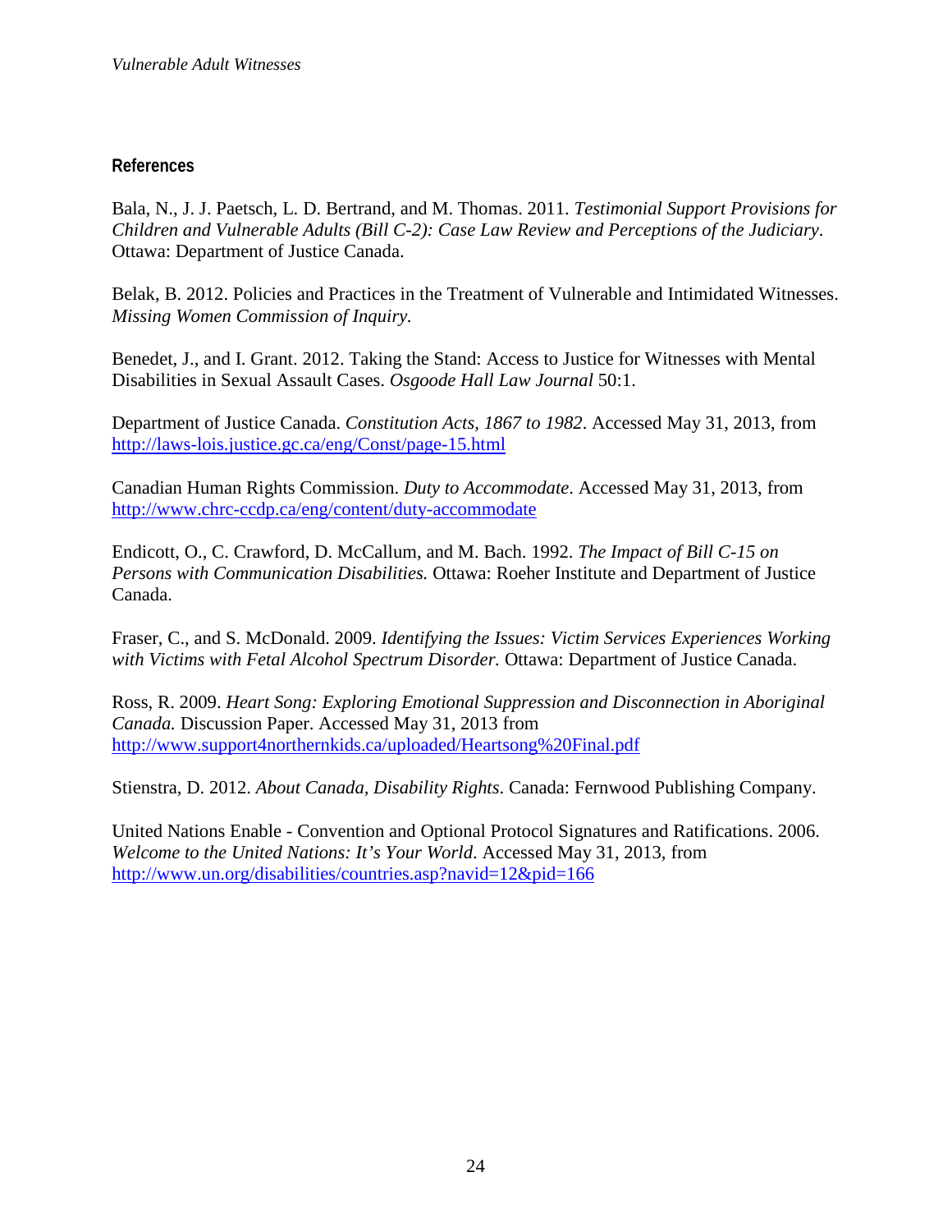## References

Bala, N., J. J. Paetsch, L. D. Bertrand, and M. Thomas. 2011. *Testimonial Support Provisions for Children and Vulnerable Adults (Bill C-2): Case Law Review and Perceptions of the Judiciary*. Ottawa: Department of Justice Canada.

Belak, B. 2012. Policies and Practices in the Treatment of Vulnerable and Intimidated Witnesses. *Missing Women Commission of Inquiry.*

Benedet, J., and I. Grant. 2012. Taking the Stand: Access to Justice for Witnesses with Mental Disabilities in Sexual Assault Cases. *Osgoode Hall Law Journal* 50:1.

Department of Justice Canada. *Constitution Acts, 1867 to 1982*. Accessed May 31, 2013, from http://laws-lois.justice.gc.ca/eng/Const/page-15.html

Canadian Human Rights Commission. *Duty to Accommodate*. Accessed May 31, 2013, from http://www.chrc-ccdp.ca/eng/content/duty-accommodate

Endicott, O., C. Crawford, D. McCallum, and M. Bach. 1992. *The Impact of Bill C-15 on Persons with Communication Disabilities.* Ottawa: Roeher Institute and Department of Justice Canada.

Fraser, C., and S. McDonald. 2009. *Identifying the Issues: Victim Services Experiences Working with Victims with Fetal Alcohol Spectrum Disorder.* Ottawa: Department of Justice Canada.

Ross, R. 2009. *Heart Song: Exploring Emotional Suppression and Disconnection in Aboriginal Canada.* Discussion Paper. Accessed May 31, 2013 from http://www.support4northernkids.ca/uploaded/Heartsong%20Final.pdf

Stienstra, D. 2012. *About Canada, Disability Rights*. Canada: Fernwood Publishing Company.

United Nations Enable - Convention and Optional Protocol Signatures and Ratifications. 2006. *Welcome to the United Nations: It's Your World*. Accessed May 31, 2013, from http://www.un.org/disabilities/countries.asp?navid=12&pid=166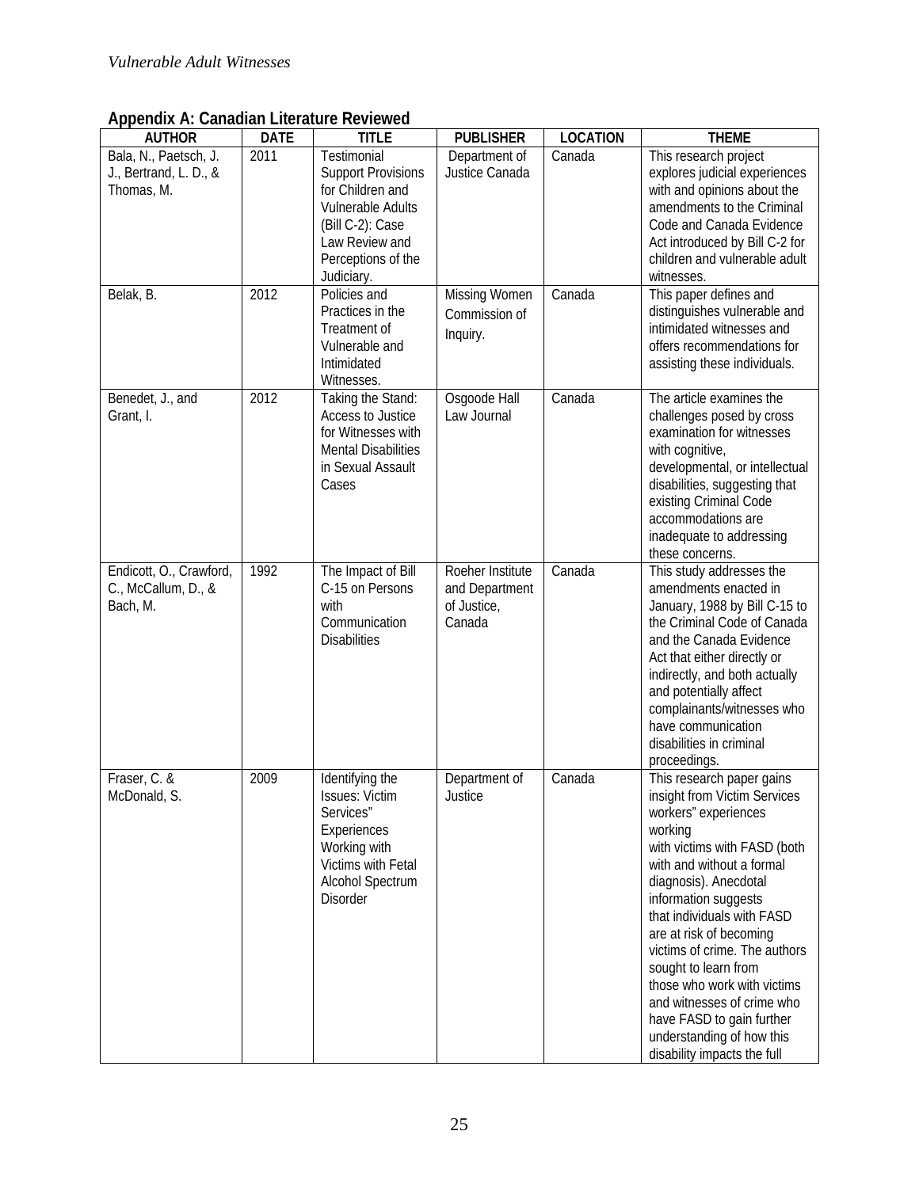## Appendix A: Canadian Literature Reviewed

| AUTHOR | DATE | TITLE | PUBLISHER | LOCATION | THEME |
|---|---|---|---|---|---|
| Bala, N., Paetsch, J. J., Bertrand, L. D., & Thomas, M. | 2011 | Testimonial Support Provisions for Children and Vulnerable Adults (Bill C-2): Case Law Review and Perceptions of the Judiciary. | Department of Justice Canada | Canada | This research project explores judicial experiences with and opinions about the amendments to the Criminal Code and Canada Evidence Act introduced by Bill C-2 for children and vulnerable adult witnesses. |
| Belak, B. | 2012 | Policies and Practices in the Treatment of Vulnerable and Intimidated Witnesses. | Missing Women Commission of Inquiry. | Canada | This paper defines and distinguishes vulnerable and intimidated witnesses and offers recommendations for assisting these individuals. |
| Benedet, J., and Grant, I. | 2012 | Taking the Stand: Access to Justice for Witnesses with Mental Disabilities in Sexual Assault Cases | Osgoode Hall Law Journal | Canada | The article examines the challenges posed by cross examination for witnesses with cognitive, developmental, or intellectual disabilities, suggesting that existing Criminal Code accommodations are inadequate to addressing these concerns. |
| Endicott, O., Crawford, C., McCallum, D., & Bach, M. | 1992 | The Impact of Bill C-15 on Persons with Communication Disabilities | Roeher Institute and Department of Justice, Canada | Canada | This study addresses the amendments enacted in January, 1988 by Bill C-15 to the Criminal Code of Canada and the Canada Evidence Act that either directly or indirectly, and both actually and potentially affect complainants/witnesses who have communication disabilities in criminal proceedings. |
| Fraser, C. & McDonald, S. | 2009 | Identifying the Issues: Victim Services" Experiences Working with Victims with Fetal Alcohol Spectrum Disorder | Department of Justice | Canada | This research paper gains insight from Victim Services workers" experiences working with victims with FASD (both with and without a formal diagnosis). Anecdotal information suggests that individuals with FASD are at risk of becoming victims of crime. The authors sought to learn from those who work with victims and witnesses of crime who have FASD to gain further understanding of how this disability impacts the full |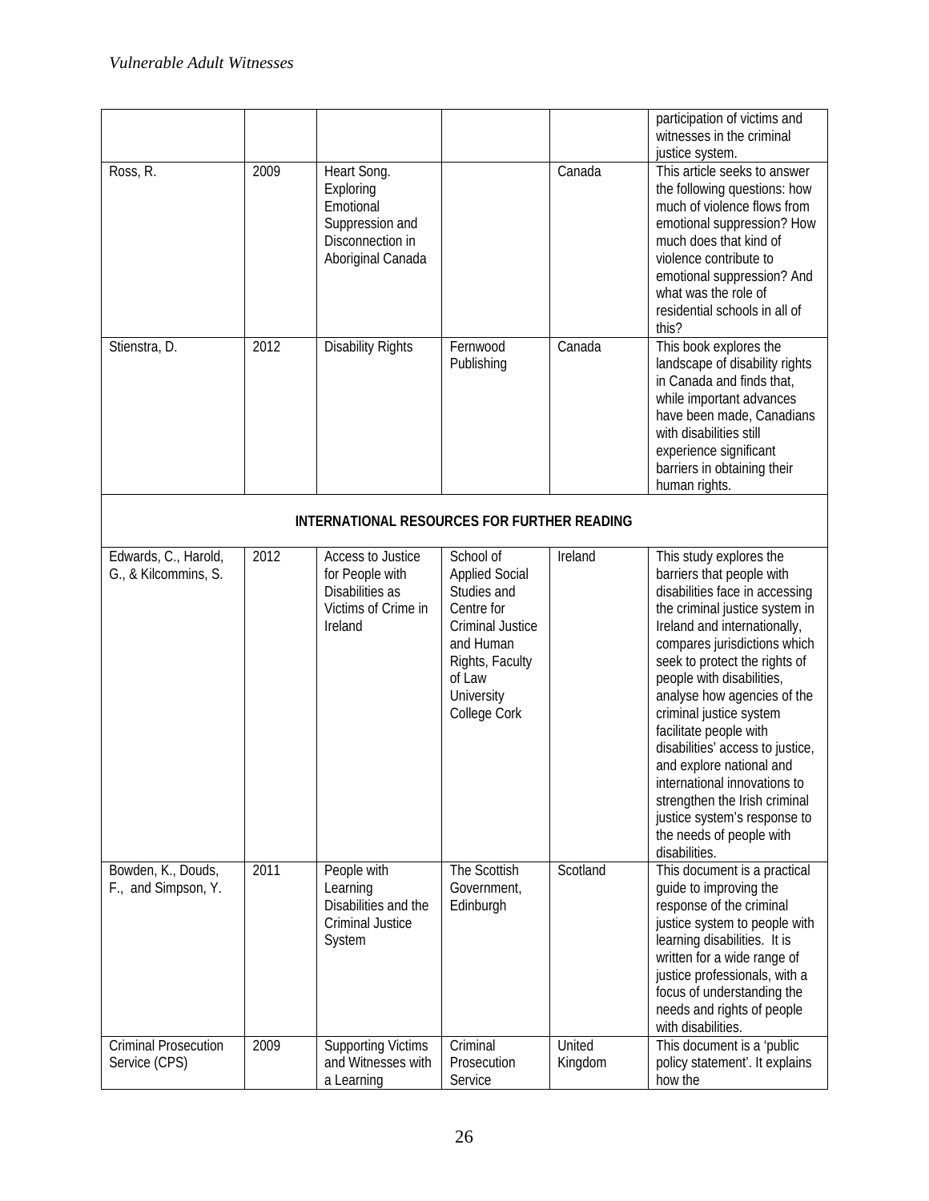| | | | | | participation of victims and witnesses in the criminal justice system. |
|---|---|---|---|---|---|
| Ross, R. | 2009 | Heart Song. Exploring Emotional Suppression and Disconnection in Aboriginal Canada | | Canada | This article seeks to answer the following questions: how much of violence flows from emotional suppression? How much does that kind of violence contribute to emotional suppression? And what was the role of residential schools in all of this? |
| Stienstra, D. | 2012 | Disability Rights | Fernwood Publishing | Canada | This book explores the landscape of disability rights in Canada and finds that, while important advances have been made, Canadians with disabilities still experience significant barriers in obtaining their human rights. |
| **INTERNATIONAL RESOURCES FOR FURTHER READING** | | | | | |
| Edwards, C., Harold, G., & Kilcommins, S. | 2012 | Access to Justice for People with Disabilities as Victims of Crime in Ireland | School of Applied Social Studies and Centre for Criminal Justice and Human Rights, Faculty of Law University College Cork | Ireland | This study explores the barriers that people with disabilities face in accessing the criminal justice system in Ireland and internationally, compares jurisdictions which seek to protect the rights of people with disabilities, analyse how agencies of the criminal justice system facilitate people with disabilities' access to justice, and explore national and international innovations to strengthen the Irish criminal justice system's response to the needs of people with disabilities. |
| Bowden, K., Douds, F., and Simpson, Y. | 2011 | People with Learning Disabilities and the Criminal Justice System | The Scottish Government, Edinburgh | Scotland | This document is a practical guide to improving the response of the criminal justice system to people with learning disabilities. It is written for a wide range of justice professionals, with a focus of understanding the needs and rights of people with disabilities. |
| Criminal Prosecution Service (CPS) | 2009 | Supporting Victims and Witnesses with a Learning | Criminal Prosecution Service | United Kingdom | This document is a 'public policy statement'. It explains how the |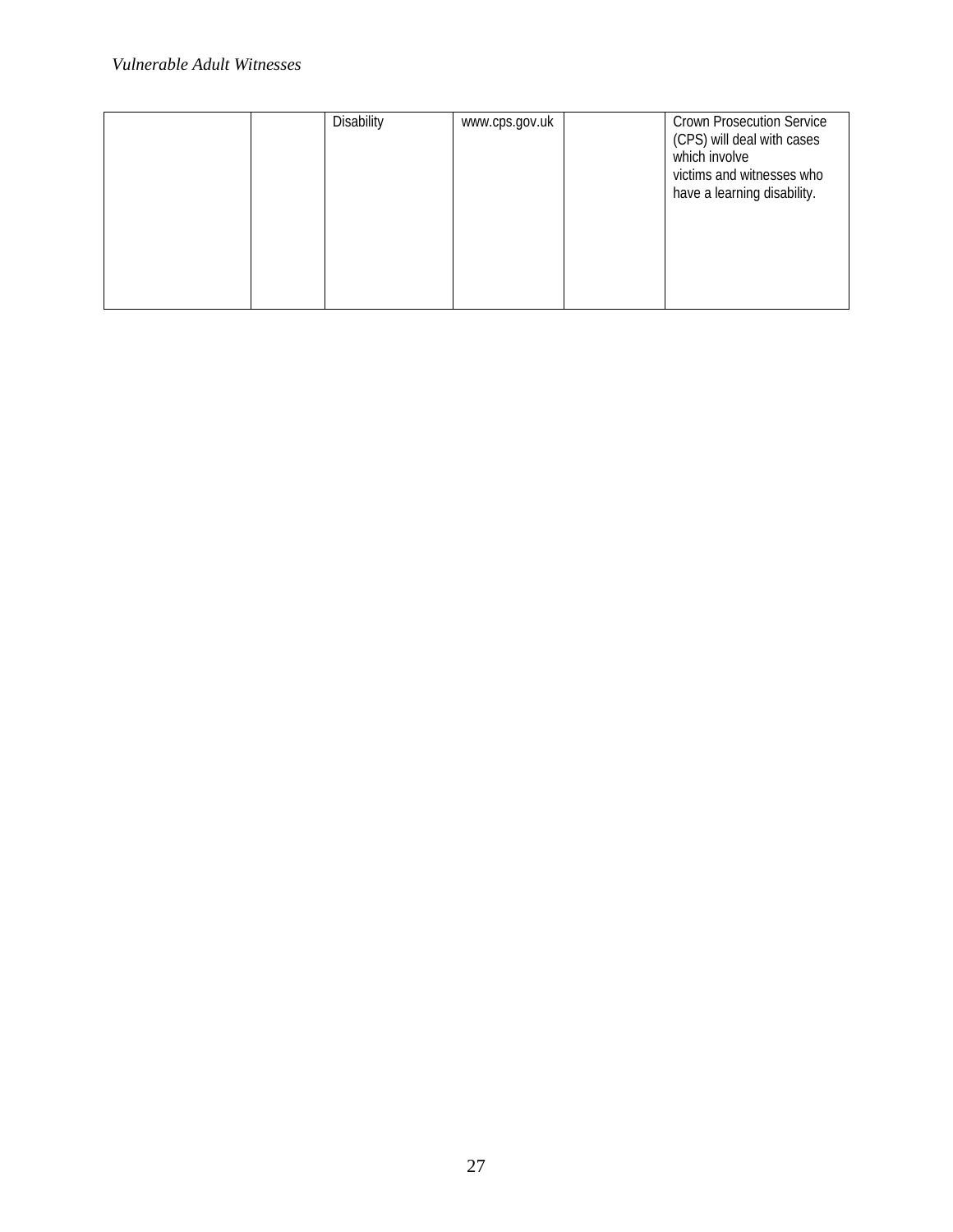|  |  | Disability | www.cps.gov.uk |  | Crown Prosecution Service (CPS) will deal with cases which involve victims and witnesses who have a learning disability. |
|---|---|---|---|---|---|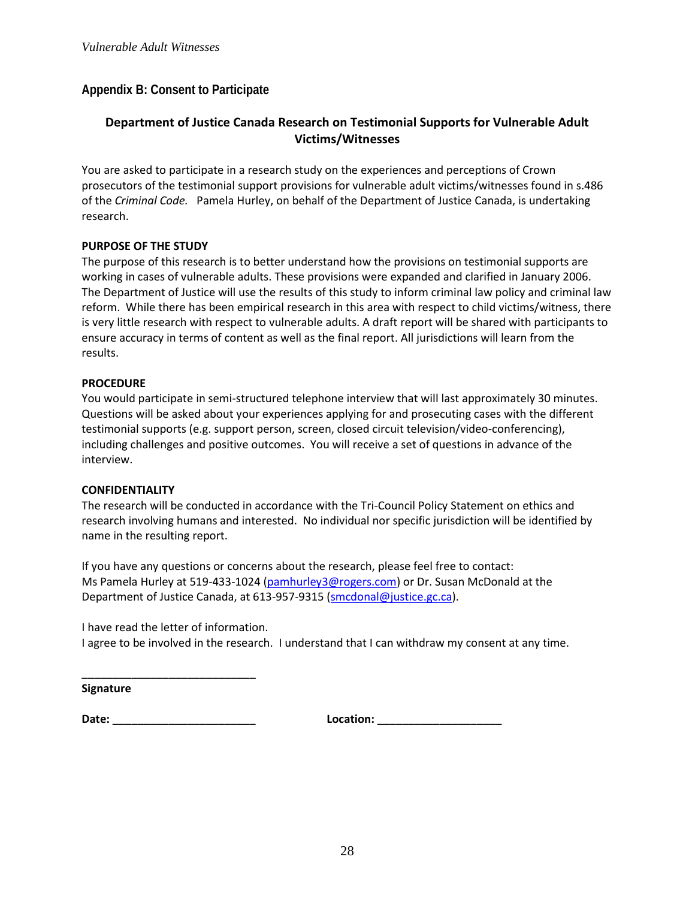## Appendix B: Consent to Participate

### Department of Justice Canada Research on Testimonial Supports for Vulnerable Adult Victims/Witnesses

You are asked to participate in a research study on the experiences and perceptions of Crown prosecutors of the testimonial support provisions for vulnerable adult victims/witnesses found in s.486 of the *Criminal Code.* Pamela Hurley, on behalf of the Department of Justice Canada, is undertaking research.

**PURPOSE OF THE STUDY**

The purpose of this research is to better understand how the provisions on testimonial supports are working in cases of vulnerable adults. These provisions were expanded and clarified in January 2006. The Department of Justice will use the results of this study to inform criminal law policy and criminal law reform. While there has been empirical research in this area with respect to child victims/witness, there is very little research with respect to vulnerable adults. A draft report will be shared with participants to ensure accuracy in terms of content as well as the final report. All jurisdictions will learn from the results.

**PROCEDURE**

You would participate in semi-structured telephone interview that will last approximately 30 minutes. Questions will be asked about your experiences applying for and prosecuting cases with the different testimonial supports (e.g. support person, screen, closed circuit television/video-conferencing), including challenges and positive outcomes. You will receive a set of questions in advance of the interview.

**CONFIDENTIALITY**

The research will be conducted in accordance with the Tri-Council Policy Statement on ethics and research involving humans and interested. No individual nor specific jurisdiction will be identified by name in the resulting report.

If you have any questions or concerns about the research, please feel free to contact:
Ms Pamela Hurley at 519-433-1024 (pamhurley3@rogers.com) or Dr. Susan McDonald at the Department of Justice Canada, at 613-957-9315 (smcdonal@justice.gc.ca).

I have read the letter of information.
I agree to be involved in the research. I understand that I can withdraw my consent at any time.

**___________________________**
**Signature**

**Date: _______________________** **Location: ____________________**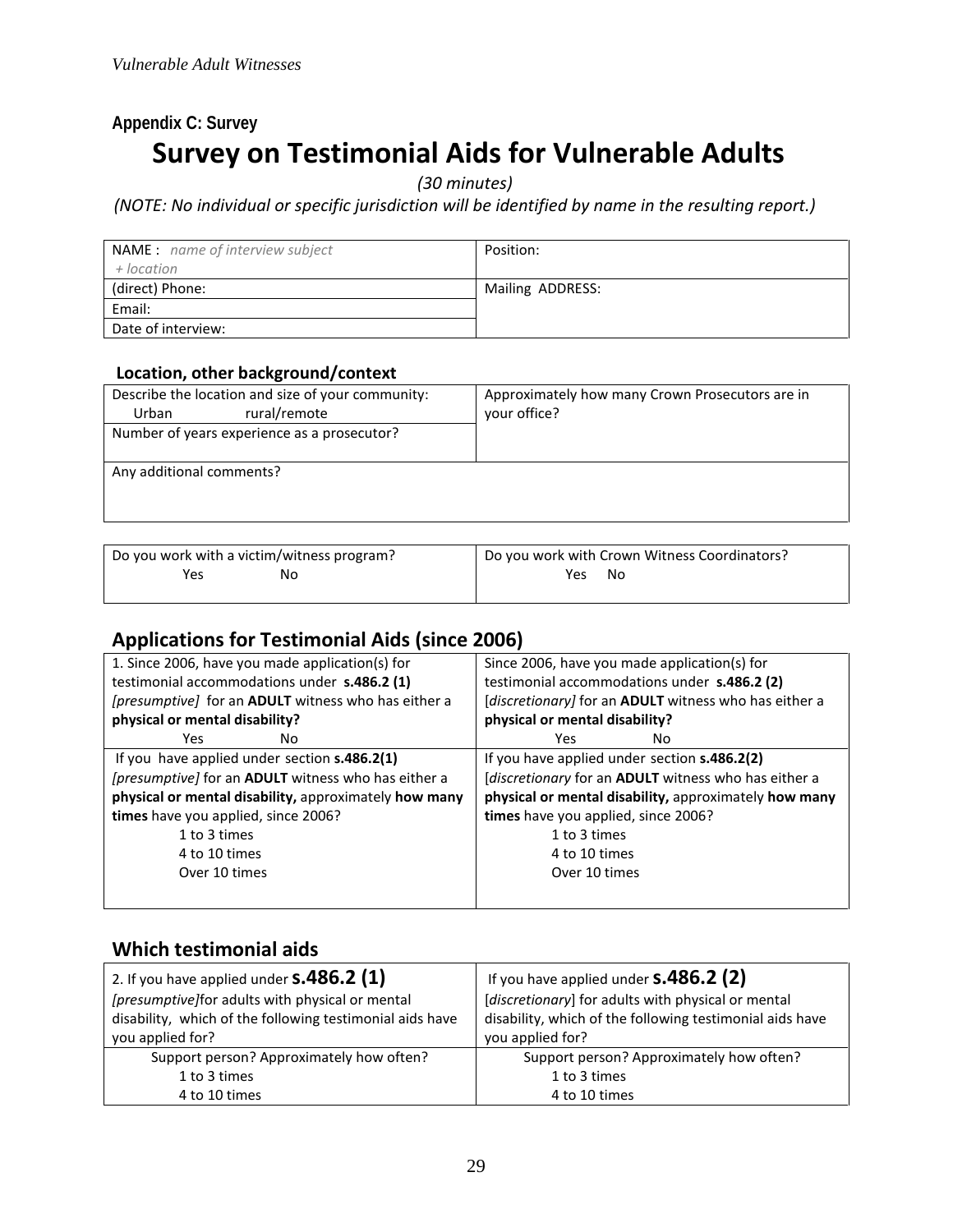### Appendix C: Survey

# Survey on Testimonial Aids for Vulnerable Adults

*(30 minutes)*

*(NOTE: No individual or specific jurisdiction will be identified by name in the resulting report.)*

| NAME : *name of interview subject + location* | Position: |
|---|---|
| (direct) Phone: | Mailing ADDRESS: |
| Email: | |
| Date of interview: | |

**Location, other background/context**

| Describe the location and size of your community: Urban rural/remote | Approximately how many Crown Prosecutors are in your office? |
|---|---|
| Number of years experience as a prosecutor? | |
| Any additional comments? | |

| Do you work with a victim/witness program? Yes No | Do you work with Crown Witness Coordinators? Yes No |
|---|---|

## Applications for Testimonial Aids (since 2006)

| 1. Since 2006, have you made application(s) for testimonial accommodations under **s.486.2 (1)** *[presumptive]* for an **ADULT** witness who has either a **physical or mental disability?** Yes No | Since 2006, have you made application(s) for testimonial accommodations under **s.486.2 (2)** [*discretionary]* for an **ADULT** witness who has either a **physical or mental disability?** Yes No |
|---|---|
| If you have applied under section **s.486.2(1)** *[presumptive]* for an **ADULT** witness who has either a **physical or mental disability,** approximately **how many times** have you applied, since 2006? 1 to 3 times 4 to 10 times Over 10 times | If you have applied under section **s.486.2(2)** [*discretionary* for an **ADULT** witness who has either a **physical or mental disability,** approximately **how many times** have you applied, since 2006? 1 to 3 times 4 to 10 times Over 10 times |

## Which testimonial aids

| 2. If you have applied under **s.486.2 (1)** *[presumptive]*for adults with physical or mental disability, which of the following testimonial aids have you applied for? | If you have applied under **s.486.2 (2)** [*discretionary*] for adults with physical or mental disability, which of the following testimonial aids have you applied for? |
|---|---|
| Support person? Approximately how often? 1 to 3 times 4 to 10 times | Support person? Approximately how often? 1 to 3 times 4 to 10 times |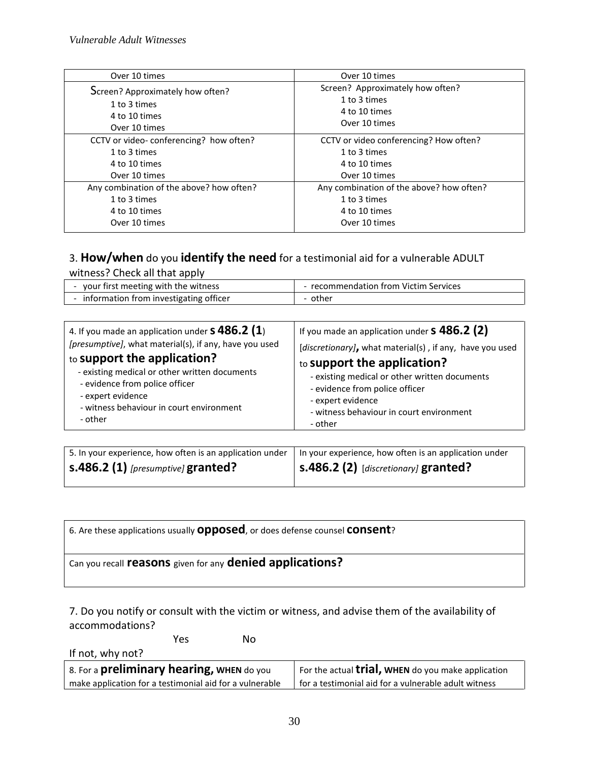| Over 10 times | Over 10 times |
|---|---|
| Screen? Approximately how often?<br>1 to 3 times<br>4 to 10 times<br>Over 10 times | Screen? Approximately how often?<br>1 to 3 times<br>4 to 10 times<br>Over 10 times |
| CCTV or video- conferencing? how often?<br>1 to 3 times<br>4 to 10 times<br>Over 10 times | CCTV or video conferencing? How often?<br>1 to 3 times<br>4 to 10 times<br>Over 10 times |
| Any combination of the above? how often?<br>1 to 3 times<br>4 to 10 times<br>Over 10 times | Any combination of the above? how often?<br>1 to 3 times<br>4 to 10 times<br>Over 10 times |

3. **How/when** do you **identify the need** for a testimonial aid for a vulnerable ADULT witness? Check all that apply

| - your first meeting with the witness | - recommendation from Victim Services |
|---|---|
| - information from investigating officer | - other |

| 4. If you made an application under **s 486.2 (1**) *[presumptive]*, what material(s), if any, have you used to **support the application?**<br>- existing medical or other written documents<br>- evidence from police officer<br>- expert evidence<br>- witness behaviour in court environment<br>- other | If you made an application under **s 486.2 (2)** [*discretionary]***,** what material(s) , if any, have you used to **support the application?**<br>- existing medical or other written documents<br>- evidence from police officer<br>- expert evidence<br>- witness behaviour in court environment<br>- other |
|---|---|

| 5. In your experience, how often is an application under **s.486.2 (1)** *[presumptive]* **granted?** | In your experience, how often is an application under **s.486.2 (2)** [*discretionary]* **granted?** |
|---|---|

| 6. Are these applications usually **opposed**, or does defense counsel **consent**? |
|---|
| Can you recall **reasons** given for any **denied applications?** |

7. Do you notify or consult with the victim or witness, and advise them of the availability of accommodations?

Yes No

If not, why not?

| 8. For a **preliminary hearing, WHEN** do you make application for a testimonial aid for a vulnerable | For the actual **trial, WHEN** do you make application for a testimonial aid for a vulnerable adult witness |
|---|---|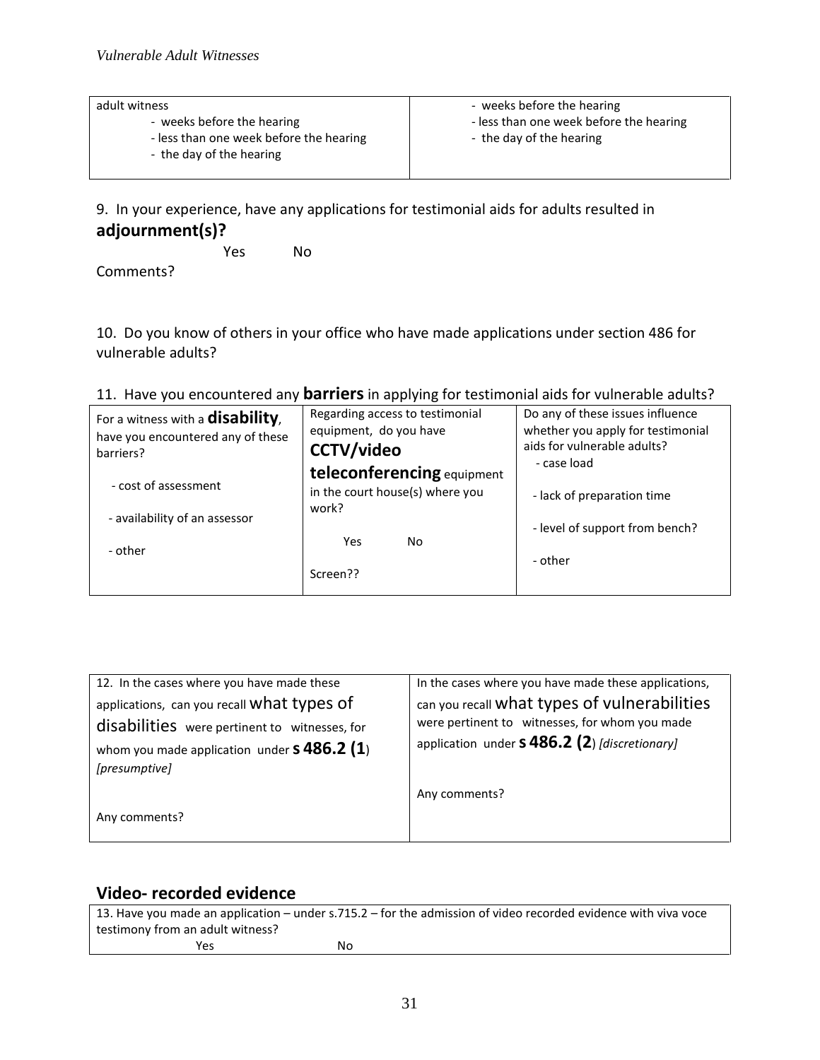| adult witness<br>- weeks before the hearing<br>- less than one week before the hearing<br>- the day of the hearing | - weeks before the hearing<br>- less than one week before the hearing<br>- the day of the hearing |
|---|---|

9. In your experience, have any applications for testimonial aids for adults resulted in **adjournment(s)?**

Yes No

Comments?

10. Do you know of others in your office who have made applications under section 486 for vulnerable adults?

11. Have you encountered any **barriers** in applying for testimonial aids for vulnerable adults?

| For a witness with a **disability**, have you encountered any of these barriers?<br><br>- cost of assessment<br><br>- availability of an assessor<br><br>- other | Regarding access to testimonial equipment, do you have **CCTV/video teleconferencing** equipment in the court house(s) where you work?<br><br>Yes No<br><br>Screen?? | Do any of these issues influence whether you apply for testimonial aids for vulnerable adults?<br>- case load<br><br>- lack of preparation time<br><br>- level of support from bench?<br><br>- other |
|---|---|---|

| 12. In the cases where you have made these applications, can you recall what types of disabilities were pertinent to witnesses, for whom you made application under **s 486.2 (1**) *[presumptive]*<br><br>Any comments? | In the cases where you have made these applications, can you recall what types of vulnerabilities were pertinent to witnesses, for whom you made application under **s 486.2 (2**) *[discretionary]*<br><br>Any comments? |
|---|---|

## Video- recorded evidence

| 13. Have you made an application – under s.715.2 – for the admission of video recorded evidence with viva voce testimony from an adult witness?<br>Yes No |
|---|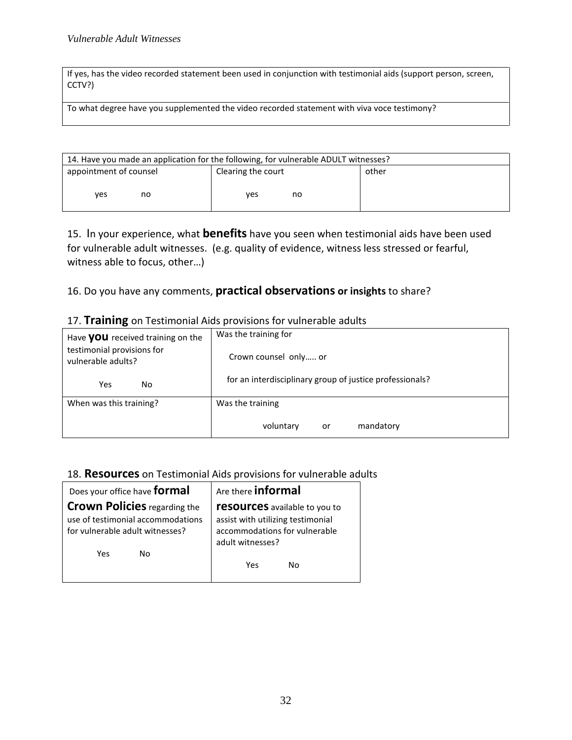| |
|---|
| If yes, has the video recorded statement been used in conjunction with testimonial aids (support person, screen, CCTV?) |
| To what degree have you supplemented the video recorded statement with viva voce testimony? |

| 14. Have you made an application for the following, for vulnerable ADULT witnesses? | | |
|---|---|---|
| appointment of counsel<br><br>yes no | Clearing the court<br><br>yes no | other |

15. In your experience, what **benefits** have you seen when testimonial aids have been used for vulnerable adult witnesses. (e.g. quality of evidence, witness less stressed or fearful, witness able to focus, other…)

16. Do you have any comments, **practical observations or insights** to share?

17. **Training** on Testimonial Aids provisions for vulnerable adults

| | |
|---|---|
| Have **you** received training on the testimonial provisions for vulnerable adults?<br><br>Yes No | Was the training for<br><br>Crown counsel only….. or<br><br>for an interdisciplinary group of justice professionals? |
| When was this training? | Was the training<br><br>voluntary or mandatory |

18. **Resources** on Testimonial Aids provisions for vulnerable adults

| | |
|---|---|
| Does your office have **formal Crown Policies** regarding the use of testimonial accommodations for vulnerable adult witnesses?<br><br>Yes No | Are there **informal resources** available to you to assist with utilizing testimonial accommodations for vulnerable adult witnesses?<br><br>Yes No |